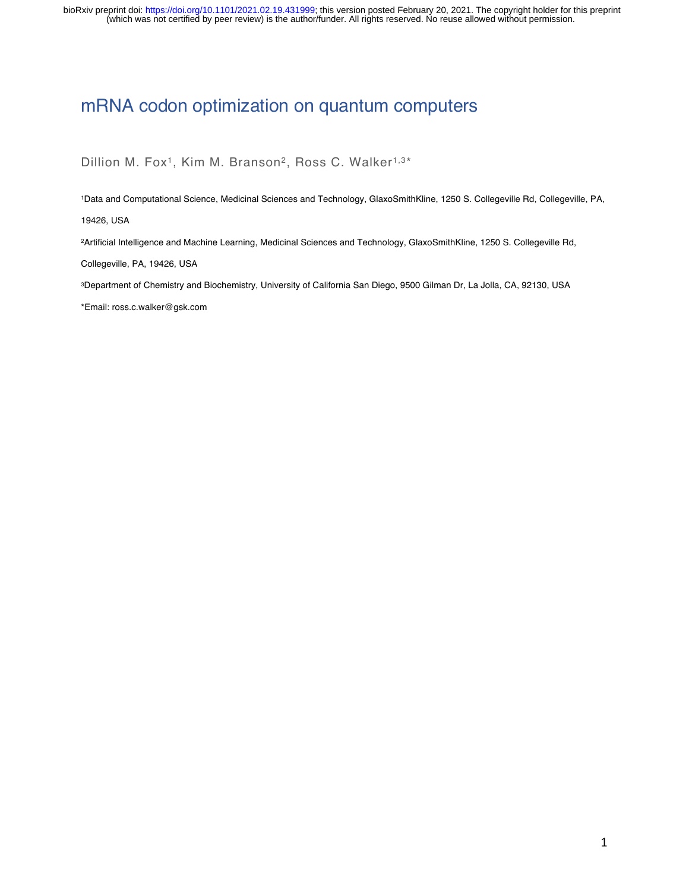# mRNA codon optimization on quantum computers

Dillion M. Fox[1], Kim M. Branson[2], Ross C. Walker[1,3]*

[1]Data and Computational Science, Medicinal Sciences and Technology, GlaxoSmithKline, 1250 S. Collegeville Rd, Collegeville, PA, 19426, USA

[2]Artificial Intelligence and Machine Learning, Medicinal Sciences and Technology, GlaxoSmithKline, 1250 S. Collegeville Rd, Collegeville, PA, 19426, USA

[3]Department of Chemistry and Biochemistry, University of California San Diego, 9500 Gilman Dr, La Jolla, CA, 92130, USA

*Email: ross.c.walker@gsk.com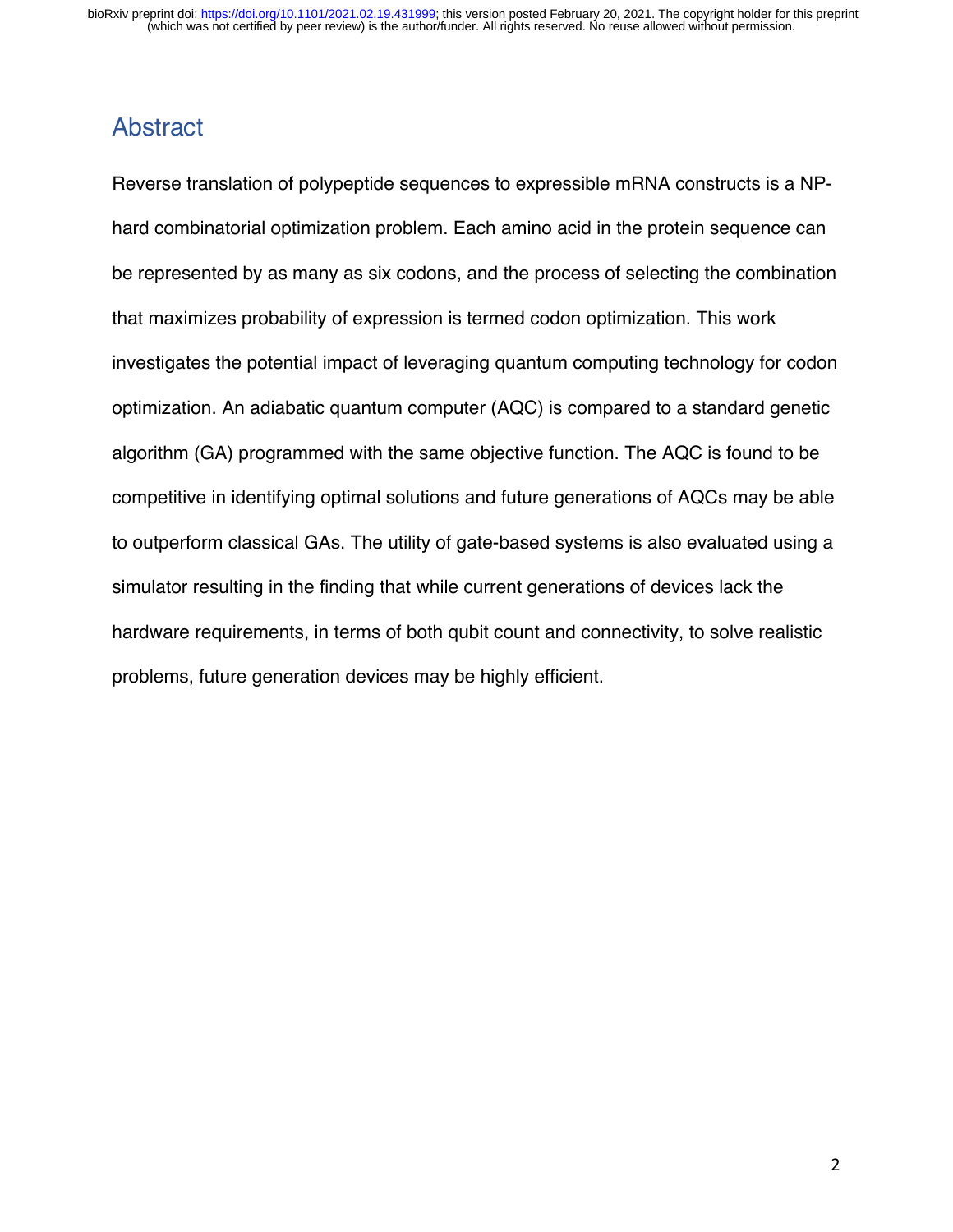## Abstract

Reverse translation of polypeptide sequences to expressible mRNA constructs is a NP-hard combinatorial optimization problem. Each amino acid in the protein sequence can be represented by as many as six codons, and the process of selecting the combination that maximizes probability of expression is termed codon optimization. This work investigates the potential impact of leveraging quantum computing technology for codon optimization. An adiabatic quantum computer (AQC) is compared to a standard genetic algorithm (GA) programmed with the same objective function. The AQC is found to be competitive in identifying optimal solutions and future generations of AQCs may be able to outperform classical GAs. The utility of gate-based systems is also evaluated using a simulator resulting in the finding that while current generations of devices lack the hardware requirements, in terms of both qubit count and connectivity, to solve realistic problems, future generation devices may be highly efficient.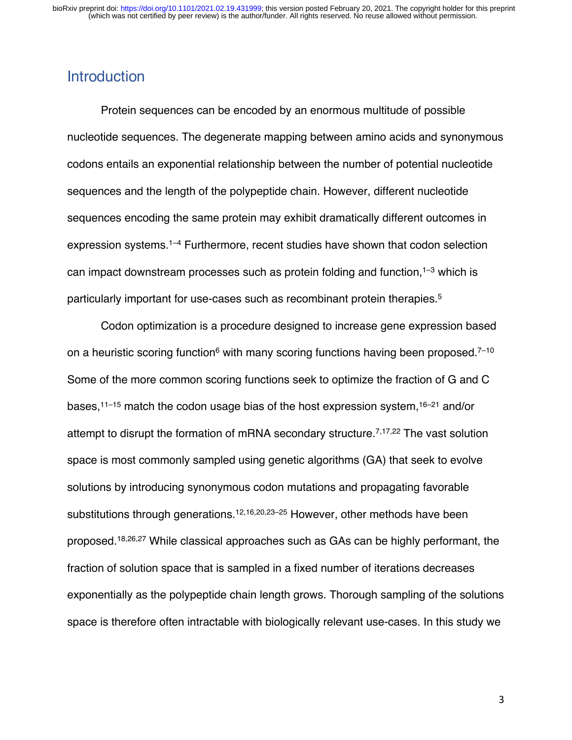## Introduction

Protein sequences can be encoded by an enormous multitude of possible nucleotide sequences. The degenerate mapping between amino acids and synonymous codons entails an exponential relationship between the number of potential nucleotide sequences and the length of the polypeptide chain. However, different nucleotide sequences encoding the same protein may exhibit dramatically different outcomes in expression systems.[1–4] Furthermore, recent studies have shown that codon selection can impact downstream processes such as protein folding and function,[1–3] which is particularly important for use-cases such as recombinant protein therapies.[5]

Codon optimization is a procedure designed to increase gene expression based on a heuristic scoring function[6] with many scoring functions having been proposed.[7–10] Some of the more common scoring functions seek to optimize the fraction of G and C bases,[11–15] match the codon usage bias of the host expression system,[16–21] and/or attempt to disrupt the formation of mRNA secondary structure.[7,17,22] The vast solution space is most commonly sampled using genetic algorithms (GA) that seek to evolve solutions by introducing synonymous codon mutations and propagating favorable substitutions through generations.[12,16,20,23–25] However, other methods have been proposed.[18,26,27] While classical approaches such as GAs can be highly performant, the fraction of solution space that is sampled in a fixed number of iterations decreases exponentially as the polypeptide chain length grows. Thorough sampling of the solutions space is therefore often intractable with biologically relevant use-cases. In this study we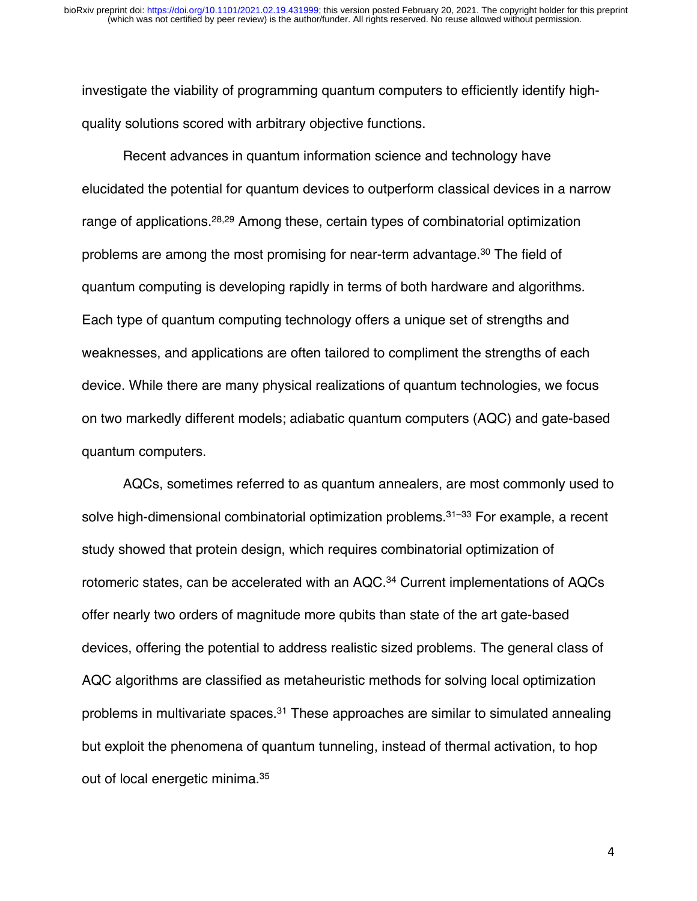investigate the viability of programming quantum computers to efficiently identify high-quality solutions scored with arbitrary objective functions.

Recent advances in quantum information science and technology have elucidated the potential for quantum devices to outperform classical devices in a narrow range of applications.[28,29] Among these, certain types of combinatorial optimization problems are among the most promising for near-term advantage.[30] The field of quantum computing is developing rapidly in terms of both hardware and algorithms. Each type of quantum computing technology offers a unique set of strengths and weaknesses, and applications are often tailored to compliment the strengths of each device. While there are many physical realizations of quantum technologies, we focus on two markedly different models; adiabatic quantum computers (AQC) and gate-based quantum computers.

AQCs, sometimes referred to as quantum annealers, are most commonly used to solve high-dimensional combinatorial optimization problems.[31–33] For example, a recent study showed that protein design, which requires combinatorial optimization of rotomeric states, can be accelerated with an AQC.[34] Current implementations of AQCs offer nearly two orders of magnitude more qubits than state of the art gate-based devices, offering the potential to address realistic sized problems. The general class of AQC algorithms are classified as metaheuristic methods for solving local optimization problems in multivariate spaces.[31] These approaches are similar to simulated annealing but exploit the phenomena of quantum tunneling, instead of thermal activation, to hop out of local energetic minima.[35]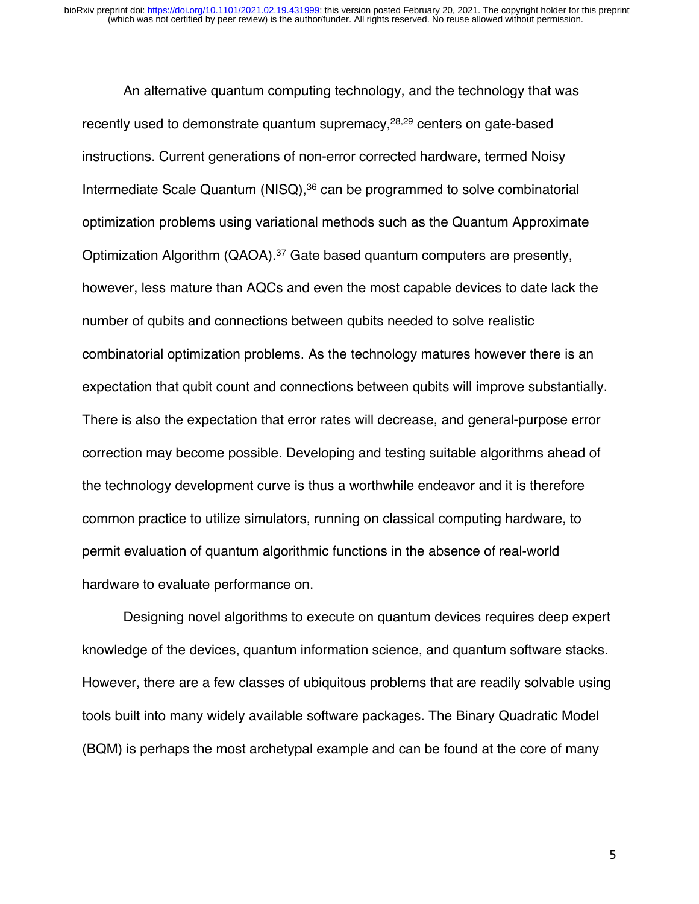An alternative quantum computing technology, and the technology that was recently used to demonstrate quantum supremacy,[28,29] centers on gate-based instructions. Current generations of non-error corrected hardware, termed Noisy Intermediate Scale Quantum (NISQ),[36] can be programmed to solve combinatorial optimization problems using variational methods such as the Quantum Approximate Optimization Algorithm (QAOA).[37] Gate based quantum computers are presently, however, less mature than AQCs and even the most capable devices to date lack the number of qubits and connections between qubits needed to solve realistic combinatorial optimization problems. As the technology matures however there is an expectation that qubit count and connections between qubits will improve substantially. There is also the expectation that error rates will decrease, and general-purpose error correction may become possible. Developing and testing suitable algorithms ahead of the technology development curve is thus a worthwhile endeavor and it is therefore common practice to utilize simulators, running on classical computing hardware, to permit evaluation of quantum algorithmic functions in the absence of real-world hardware to evaluate performance on.

Designing novel algorithms to execute on quantum devices requires deep expert knowledge of the devices, quantum information science, and quantum software stacks. However, there are a few classes of ubiquitous problems that are readily solvable using tools built into many widely available software packages. The Binary Quadratic Model (BQM) is perhaps the most archetypal example and can be found at the core of many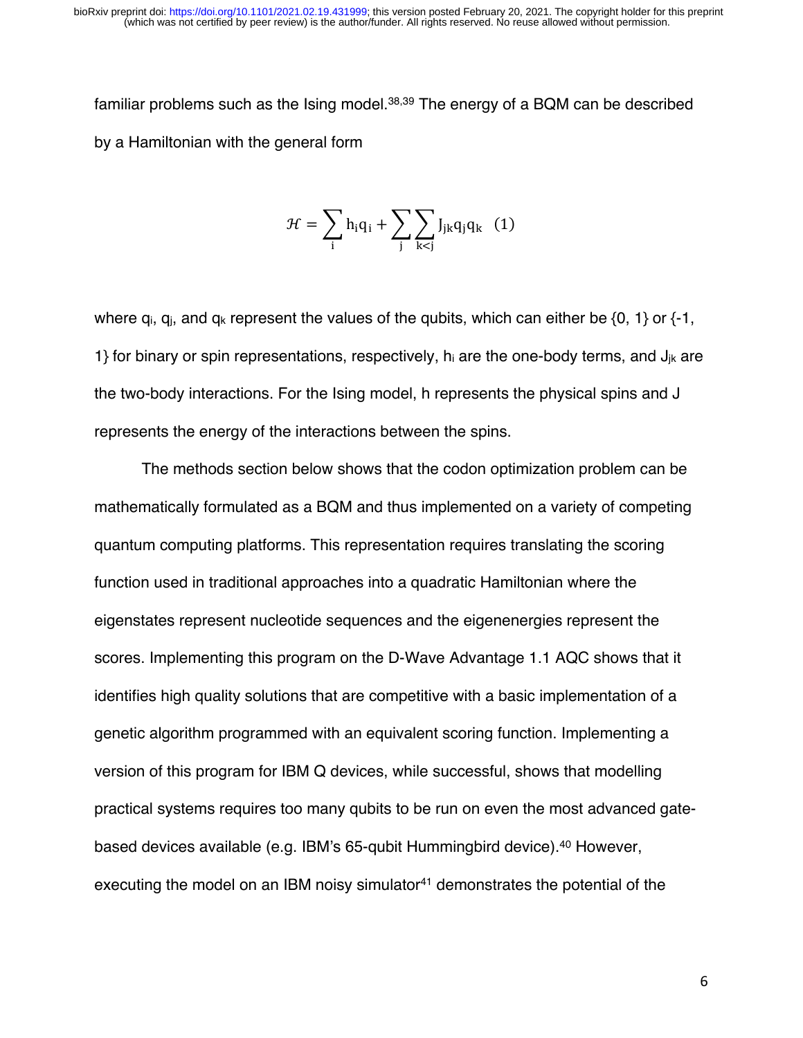familiar problems such as the Ising model.[38,39] The energy of a BQM can be described by a Hamiltonian with the general form

$$\mathcal{H} = \sum_{i} h_i q_i + \sum_{j} \sum_{k<j} J_{jk} q_j q_k \quad (1)$$

where $q_i$, $q_j$, and $q_k$ represent the values of the qubits, which can either be {0, 1} or {-1, 1} for binary or spin representations, respectively, $h_i$ are the one-body terms, and $J_{jk}$ are the two-body interactions. For the Ising model, h represents the physical spins and J represents the energy of the interactions between the spins.

The methods section below shows that the codon optimization problem can be mathematically formulated as a BQM and thus implemented on a variety of competing quantum computing platforms. This representation requires translating the scoring function used in traditional approaches into a quadratic Hamiltonian where the eigenstates represent nucleotide sequences and the eigenenergies represent the scores. Implementing this program on the D-Wave Advantage 1.1 AQC shows that it identifies high quality solutions that are competitive with a basic implementation of a genetic algorithm programmed with an equivalent scoring function. Implementing a version of this program for IBM Q devices, while successful, shows that modelling practical systems requires too many qubits to be run on even the most advanced gate-based devices available (e.g. IBM's 65-qubit Hummingbird device).[40] However, executing the model on an IBM noisy simulator[41] demonstrates the potential of the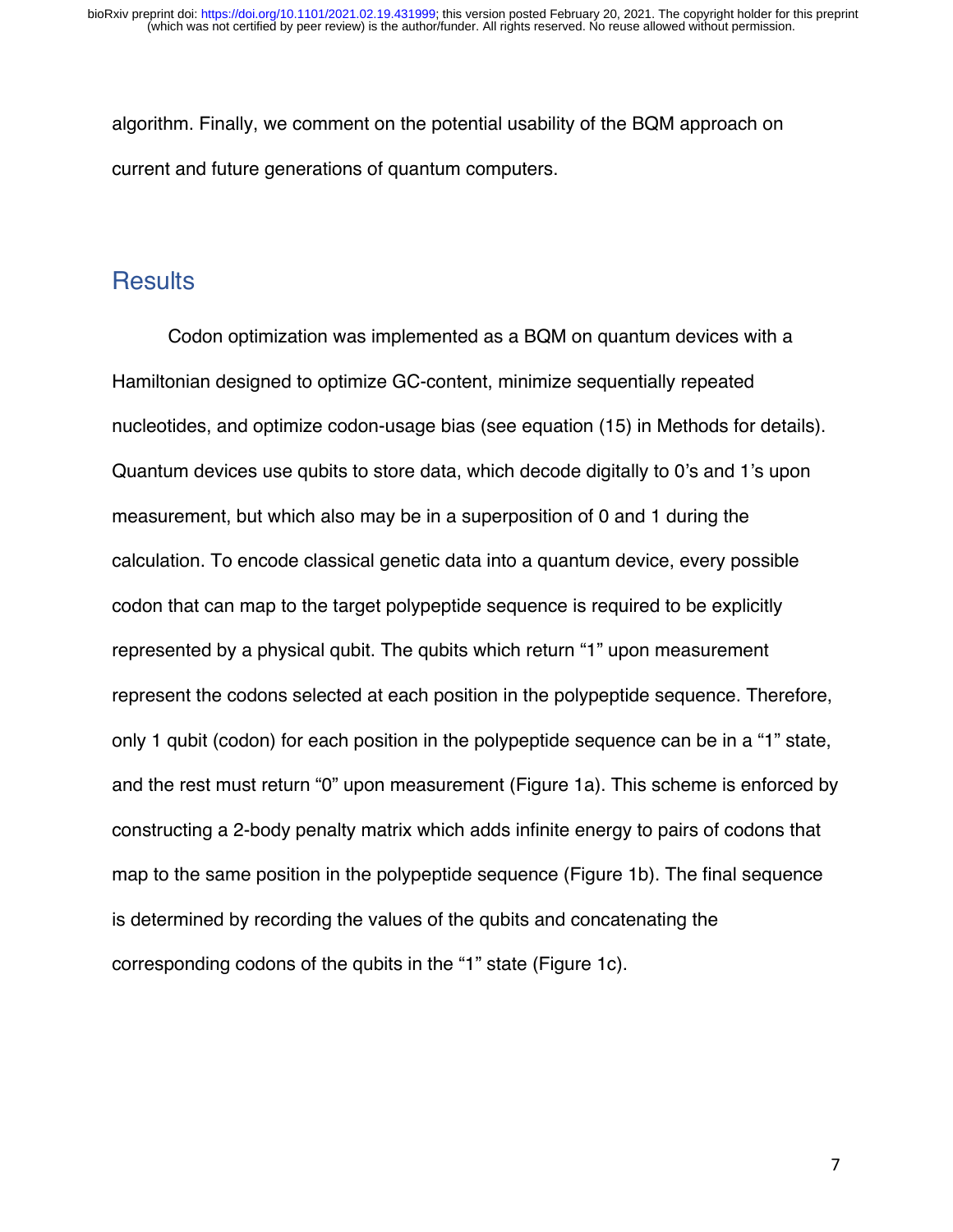algorithm. Finally, we comment on the potential usability of the BQM approach on current and future generations of quantum computers.

## Results

Codon optimization was implemented as a BQM on quantum devices with a Hamiltonian designed to optimize GC-content, minimize sequentially repeated nucleotides, and optimize codon-usage bias (see equation (15) in Methods for details). Quantum devices use qubits to store data, which decode digitally to 0's and 1's upon measurement, but which also may be in a superposition of 0 and 1 during the calculation. To encode classical genetic data into a quantum device, every possible codon that can map to the target polypeptide sequence is required to be explicitly represented by a physical qubit. The qubits which return "1" upon measurement represent the codons selected at each position in the polypeptide sequence. Therefore, only 1 qubit (codon) for each position in the polypeptide sequence can be in a "1" state, and the rest must return "0" upon measurement (Figure 1a). This scheme is enforced by constructing a 2-body penalty matrix which adds infinite energy to pairs of codons that map to the same position in the polypeptide sequence (Figure 1b). The final sequence is determined by recording the values of the qubits and concatenating the corresponding codons of the qubits in the "1" state (Figure 1c).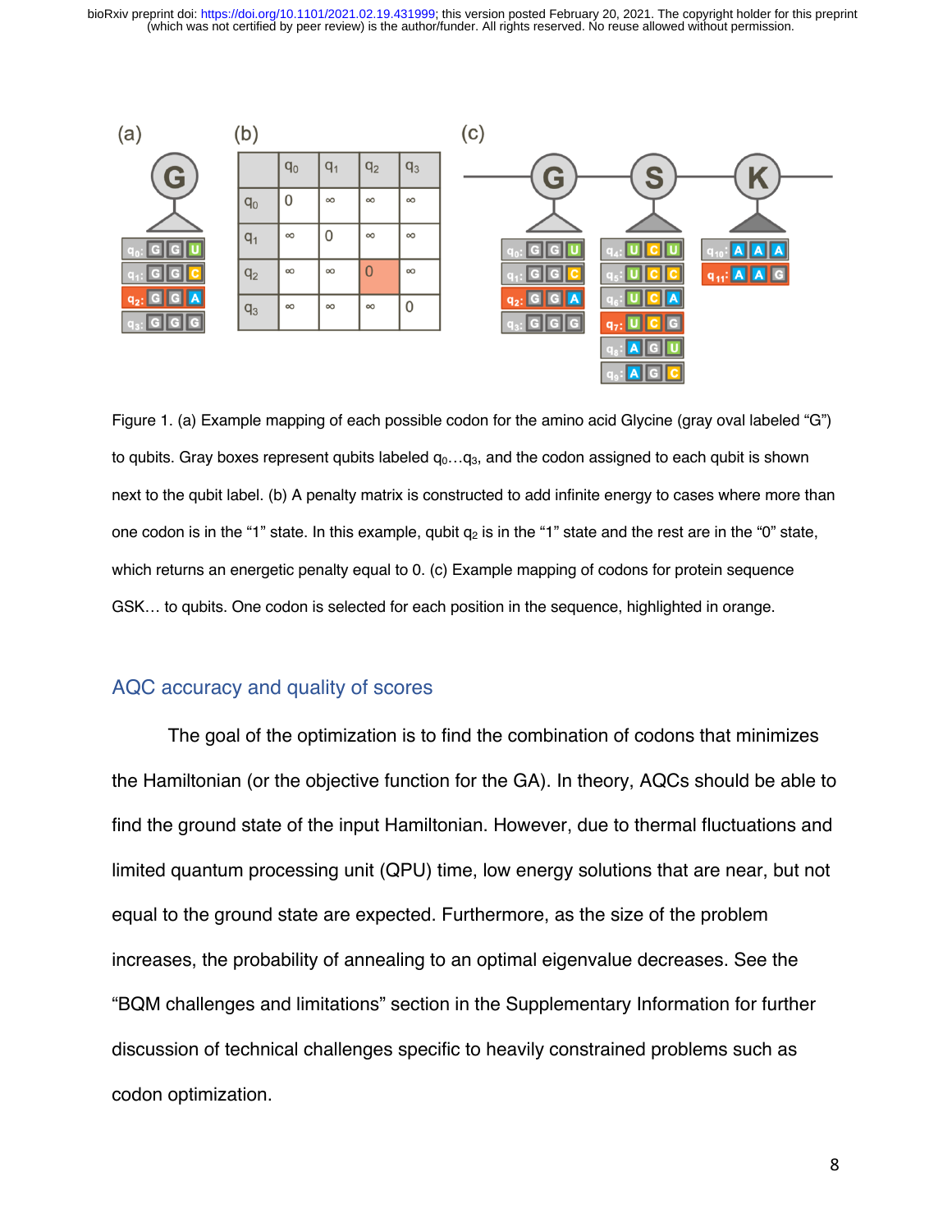Figure 1. (a) Example mapping of each possible codon for the amino acid Glycine (gray oval labeled "G") to qubits. Gray boxes represent qubits labeled $q_0 \ldots q_3$, and the codon assigned to each qubit is shown next to the qubit label. (b) A penalty matrix is constructed to add infinite energy to cases where more than one codon is in the "1" state. In this example, qubit $q_2$ is in the "1" state and the rest are in the "0" state, which returns an energetic penalty equal to 0. (c) Example mapping of codons for protein sequence GSK… to qubits. One codon is selected for each position in the sequence, highlighted in orange.

## AQC accuracy and quality of scores

The goal of the optimization is to find the combination of codons that minimizes the Hamiltonian (or the objective function for the GA). In theory, AQCs should be able to find the ground state of the input Hamiltonian. However, due to thermal fluctuations and limited quantum processing unit (QPU) time, low energy solutions that are near, but not equal to the ground state are expected. Furthermore, as the size of the problem increases, the probability of annealing to an optimal eigenvalue decreases. See the "BQM challenges and limitations" section in the Supplementary Information for further discussion of technical challenges specific to heavily constrained problems such as codon optimization.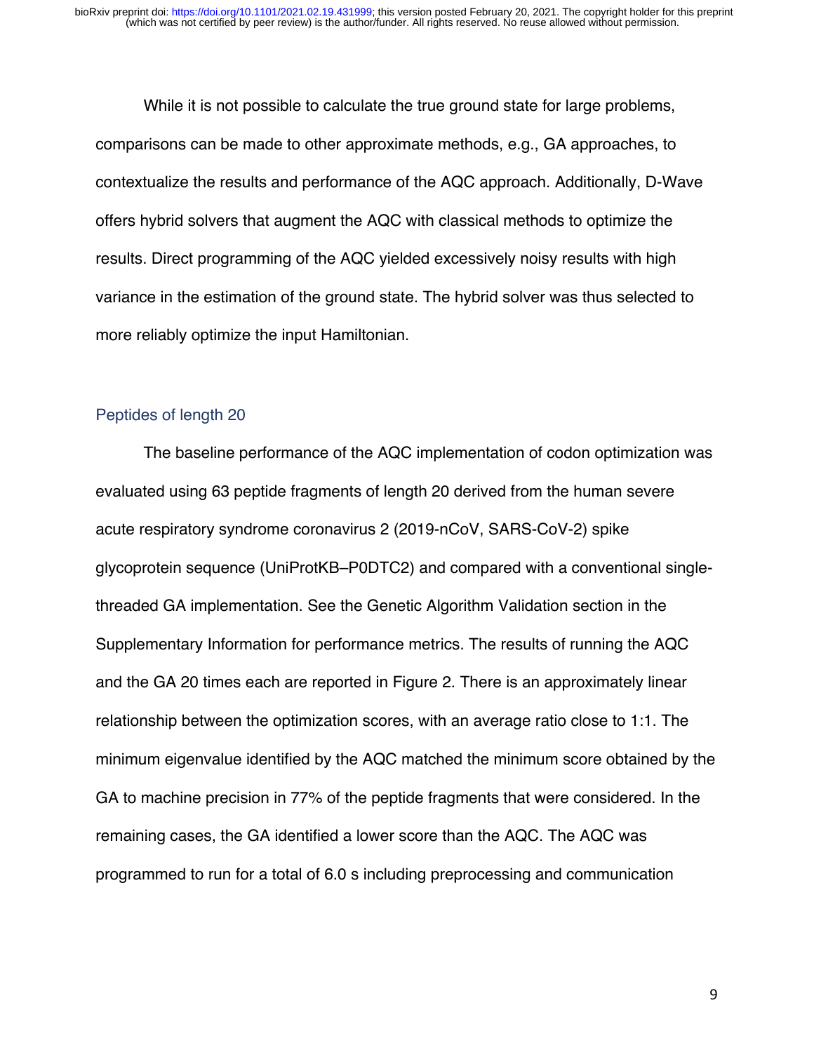While it is not possible to calculate the true ground state for large problems, comparisons can be made to other approximate methods, e.g., GA approaches, to contextualize the results and performance of the AQC approach. Additionally, D-Wave offers hybrid solvers that augment the AQC with classical methods to optimize the results. Direct programming of the AQC yielded excessively noisy results with high variance in the estimation of the ground state. The hybrid solver was thus selected to more reliably optimize the input Hamiltonian.

### Peptides of length 20

The baseline performance of the AQC implementation of codon optimization was evaluated using 63 peptide fragments of length 20 derived from the human severe acute respiratory syndrome coronavirus 2 (2019-nCoV, SARS-CoV-2) spike glycoprotein sequence (UniProtKB–P0DTC2) and compared with a conventional single-threaded GA implementation. See the Genetic Algorithm Validation section in the Supplementary Information for performance metrics. The results of running the AQC and the GA 20 times each are reported in Figure 2. There is an approximately linear relationship between the optimization scores, with an average ratio close to 1:1. The minimum eigenvalue identified by the AQC matched the minimum score obtained by the GA to machine precision in 77% of the peptide fragments that were considered. In the remaining cases, the GA identified a lower score than the AQC. The AQC was programmed to run for a total of 6.0 s including preprocessing and communication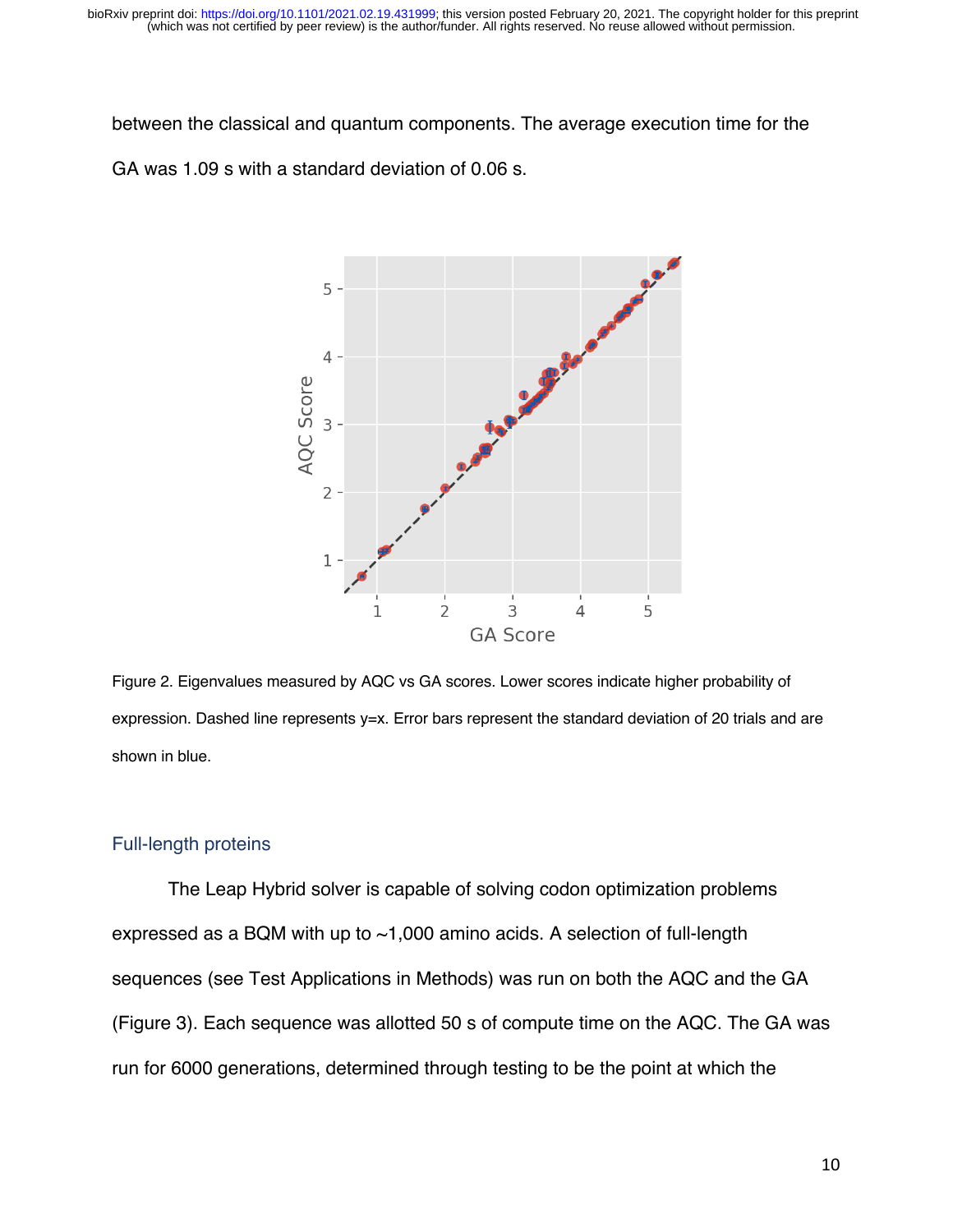between the classical and quantum components. The average execution time for the GA was 1.09 s with a standard deviation of 0.06 s.

Figure 2. Eigenvalues measured by AQC vs GA scores. Lower scores indicate higher probability of expression. Dashed line represents y=x. Error bars represent the standard deviation of 20 trials and are shown in blue.

## Full-length proteins

The Leap Hybrid solver is capable of solving codon optimization problems expressed as a BQM with up to ~1,000 amino acids. A selection of full-length sequences (see Test Applications in Methods) was run on both the AQC and the GA (Figure 3). Each sequence was allotted 50 s of compute time on the AQC. The GA was run for 6000 generations, determined through testing to be the point at which the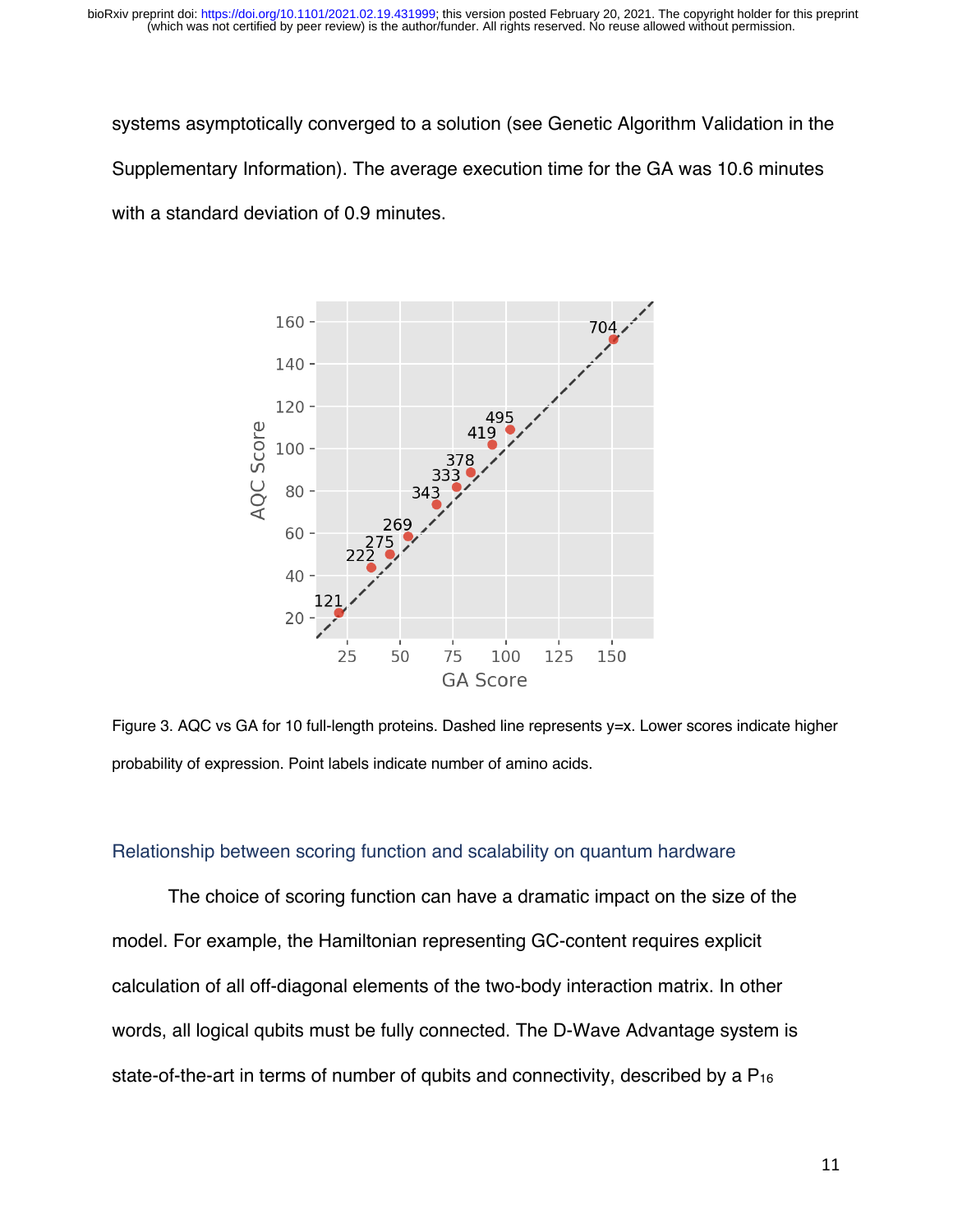systems asymptotically converged to a solution (see Genetic Algorithm Validation in the Supplementary Information). The average execution time for the GA was 10.6 minutes with a standard deviation of 0.9 minutes.

Figure 3. AQC vs GA for 10 full-length proteins. Dashed line represents y=x. Lower scores indicate higher probability of expression. Point labels indicate number of amino acids.

### Relationship between scoring function and scalability on quantum hardware

The choice of scoring function can have a dramatic impact on the size of the model. For example, the Hamiltonian representing GC-content requires explicit calculation of all off-diagonal elements of the two-body interaction matrix. In other words, all logical qubits must be fully connected. The D-Wave Advantage system is state-of-the-art in terms of number of qubits and connectivity, described by a $P_{16}$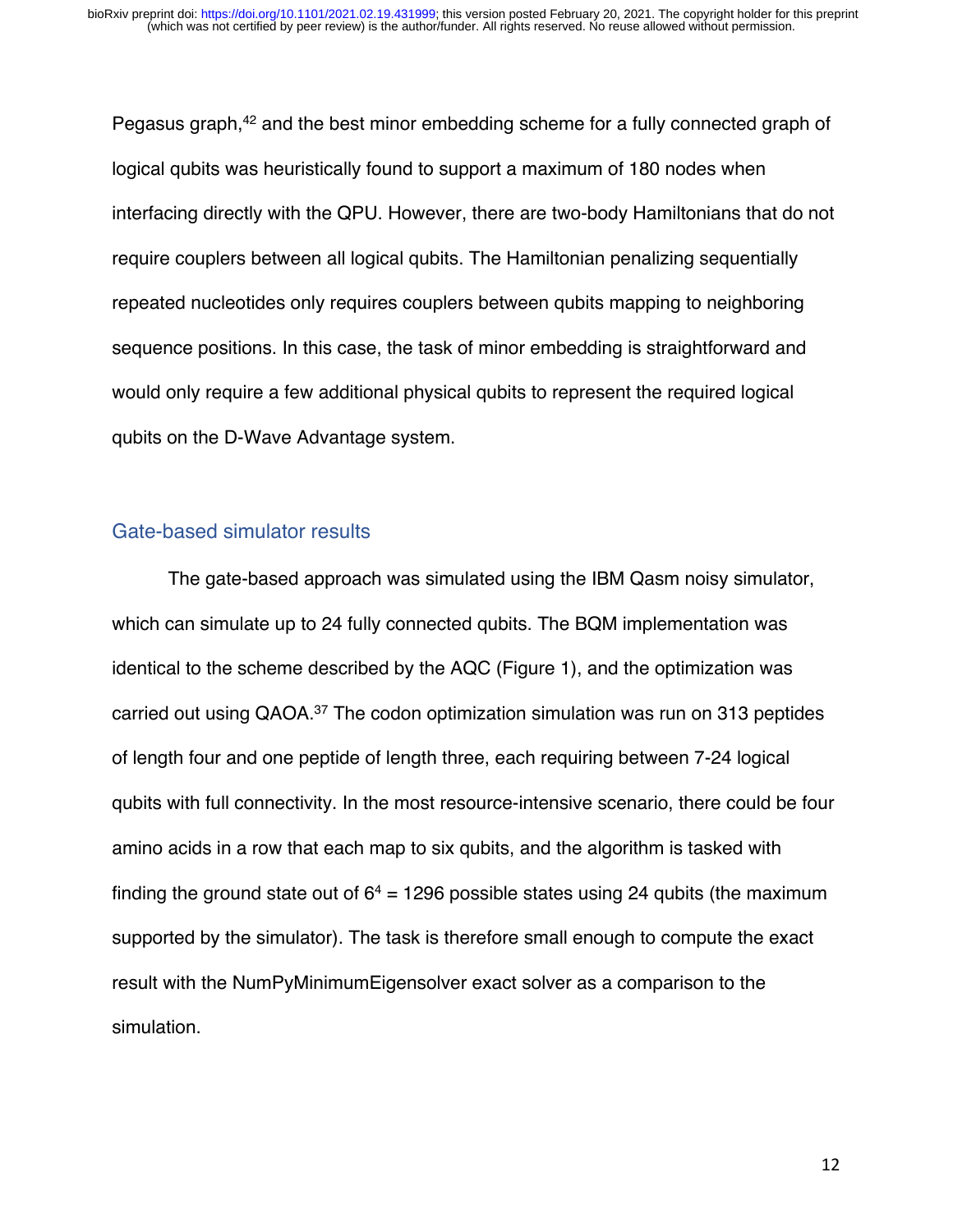Pegasus graph,[42] and the best minor embedding scheme for a fully connected graph of logical qubits was heuristically found to support a maximum of 180 nodes when interfacing directly with the QPU. However, there are two-body Hamiltonians that do not require couplers between all logical qubits. The Hamiltonian penalizing sequentially repeated nucleotides only requires couplers between qubits mapping to neighboring sequence positions. In this case, the task of minor embedding is straightforward and would only require a few additional physical qubits to represent the required logical qubits on the D-Wave Advantage system.

## Gate-based simulator results

The gate-based approach was simulated using the IBM Qasm noisy simulator, which can simulate up to 24 fully connected qubits. The BQM implementation was identical to the scheme described by the AQC (Figure 1), and the optimization was carried out using QAOA.[37] The codon optimization simulation was run on 313 peptides of length four and one peptide of length three, each requiring between 7-24 logical qubits with full connectivity. In the most resource-intensive scenario, there could be four amino acids in a row that each map to six qubits, and the algorithm is tasked with finding the ground state out of $6^4 = 1296$ possible states using 24 qubits (the maximum supported by the simulator). The task is therefore small enough to compute the exact result with the NumPyMinimumEigensolver exact solver as a comparison to the simulation.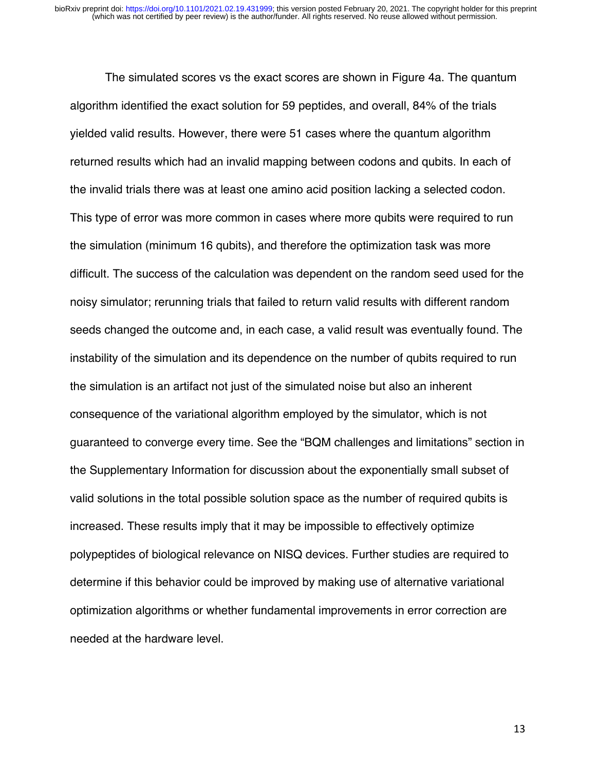The simulated scores vs the exact scores are shown in Figure 4a. The quantum algorithm identified the exact solution for 59 peptides, and overall, 84% of the trials yielded valid results. However, there were 51 cases where the quantum algorithm returned results which had an invalid mapping between codons and qubits. In each of the invalid trials there was at least one amino acid position lacking a selected codon. This type of error was more common in cases where more qubits were required to run the simulation (minimum 16 qubits), and therefore the optimization task was more difficult. The success of the calculation was dependent on the random seed used for the noisy simulator; rerunning trials that failed to return valid results with different random seeds changed the outcome and, in each case, a valid result was eventually found. The instability of the simulation and its dependence on the number of qubits required to run the simulation is an artifact not just of the simulated noise but also an inherent consequence of the variational algorithm employed by the simulator, which is not guaranteed to converge every time. See the "BQM challenges and limitations" section in the Supplementary Information for discussion about the exponentially small subset of valid solutions in the total possible solution space as the number of required qubits is increased. These results imply that it may be impossible to effectively optimize polypeptides of biological relevance on NISQ devices. Further studies are required to determine if this behavior could be improved by making use of alternative variational optimization algorithms or whether fundamental improvements in error correction are needed at the hardware level.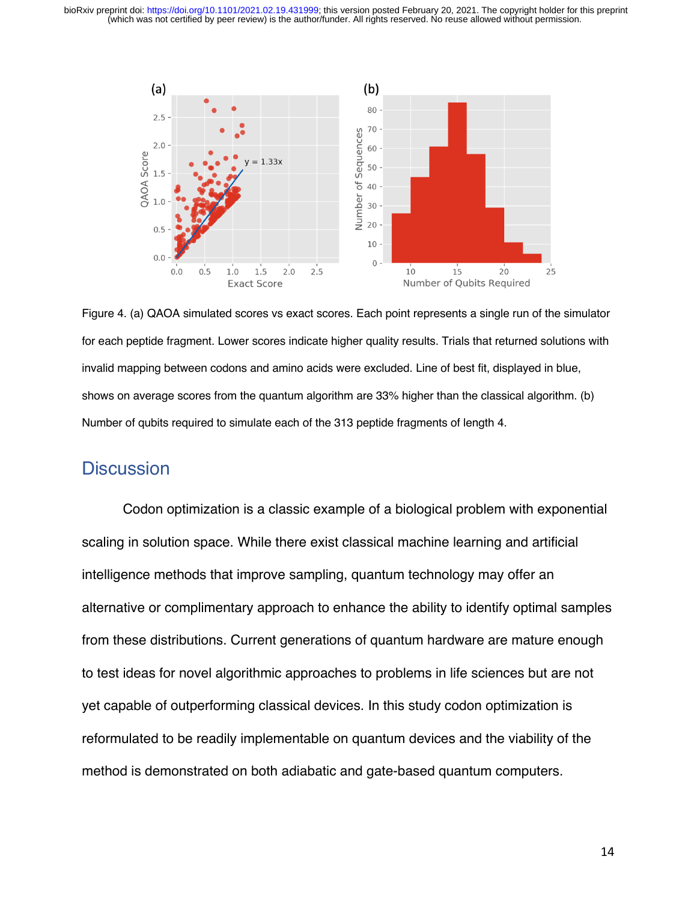Figure 4. (a) QAOA simulated scores vs exact scores. Each point represents a single run of the simulator for each peptide fragment. Lower scores indicate higher quality results. Trials that returned solutions with invalid mapping between codons and amino acids were excluded. Line of best fit, displayed in blue, shows on average scores from the quantum algorithm are 33% higher than the classical algorithm. (b) Number of qubits required to simulate each of the 313 peptide fragments of length 4.

## Discussion

Codon optimization is a classic example of a biological problem with exponential scaling in solution space. While there exist classical machine learning and artificial intelligence methods that improve sampling, quantum technology may offer an alternative or complimentary approach to enhance the ability to identify optimal samples from these distributions. Current generations of quantum hardware are mature enough to test ideas for novel algorithmic approaches to problems in life sciences but are not yet capable of outperforming classical devices. In this study codon optimization is reformulated to be readily implementable on quantum devices and the viability of the method is demonstrated on both adiabatic and gate-based quantum computers.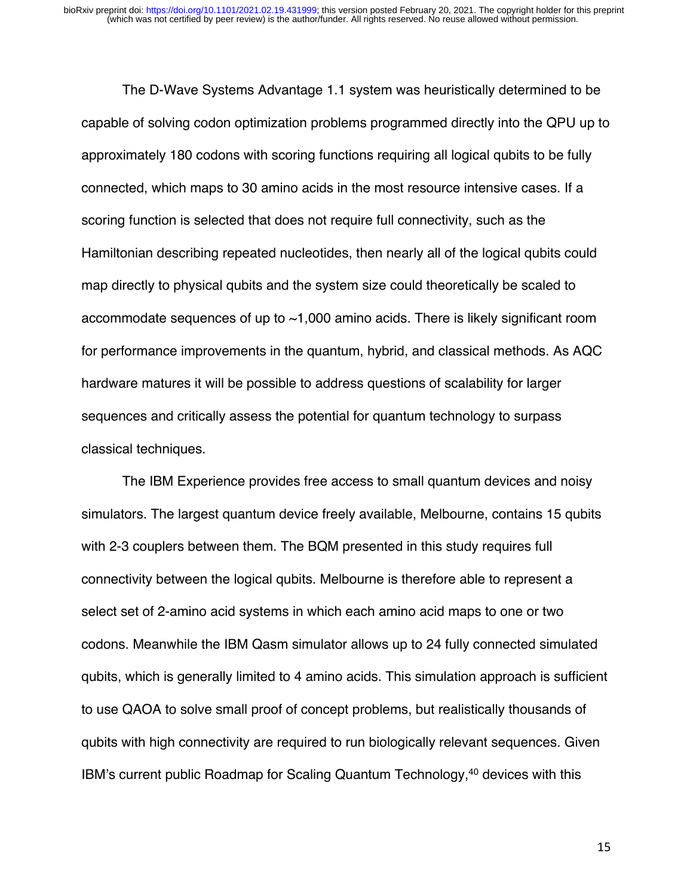The D-Wave Systems Advantage 1.1 system was heuristically determined to be capable of solving codon optimization problems programmed directly into the QPU up to approximately 180 codons with scoring functions requiring all logical qubits to be fully connected, which maps to 30 amino acids in the most resource intensive cases. If a scoring function is selected that does not require full connectivity, such as the Hamiltonian describing repeated nucleotides, then nearly all of the logical qubits could map directly to physical qubits and the system size could theoretically be scaled to accommodate sequences of up to ~1,000 amino acids. There is likely significant room for performance improvements in the quantum, hybrid, and classical methods. As AQC hardware matures it will be possible to address questions of scalability for larger sequences and critically assess the potential for quantum technology to surpass classical techniques.

The IBM Experience provides free access to small quantum devices and noisy simulators. The largest quantum device freely available, Melbourne, contains 15 qubits with 2-3 couplers between them. The BQM presented in this study requires full connectivity between the logical qubits. Melbourne is therefore able to represent a select set of 2-amino acid systems in which each amino acid maps to one or two codons. Meanwhile the IBM Qasm simulator allows up to 24 fully connected simulated qubits, which is generally limited to 4 amino acids. This simulation approach is sufficient to use QAOA to solve small proof of concept problems, but realistically thousands of qubits with high connectivity are required to run biologically relevant sequences. Given IBM's current public Roadmap for Scaling Quantum Technology,[40] devices with this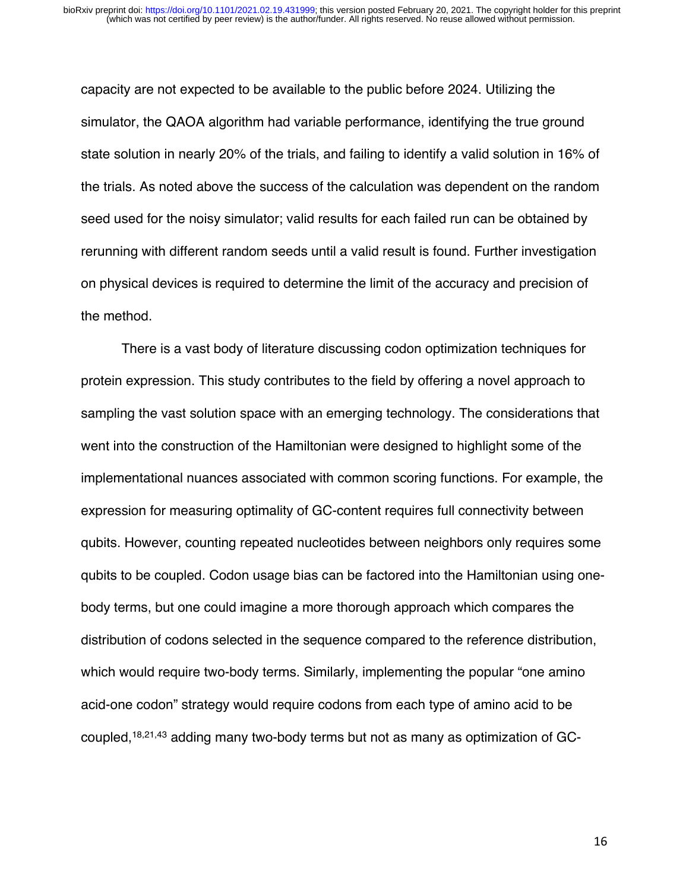capacity are not expected to be available to the public before 2024. Utilizing the simulator, the QAOA algorithm had variable performance, identifying the true ground state solution in nearly 20% of the trials, and failing to identify a valid solution in 16% of the trials. As noted above the success of the calculation was dependent on the random seed used for the noisy simulator; valid results for each failed run can be obtained by rerunning with different random seeds until a valid result is found. Further investigation on physical devices is required to determine the limit of the accuracy and precision of the method.

There is a vast body of literature discussing codon optimization techniques for protein expression. This study contributes to the field by offering a novel approach to sampling the vast solution space with an emerging technology. The considerations that went into the construction of the Hamiltonian were designed to highlight some of the implementational nuances associated with common scoring functions. For example, the expression for measuring optimality of GC-content requires full connectivity between qubits. However, counting repeated nucleotides between neighbors only requires some qubits to be coupled. Codon usage bias can be factored into the Hamiltonian using one-body terms, but one could imagine a more thorough approach which compares the distribution of codons selected in the sequence compared to the reference distribution, which would require two-body terms. Similarly, implementing the popular "one amino acid-one codon" strategy would require codons from each type of amino acid to be coupled,[18,21,43] adding many two-body terms but not as many as optimization of GC-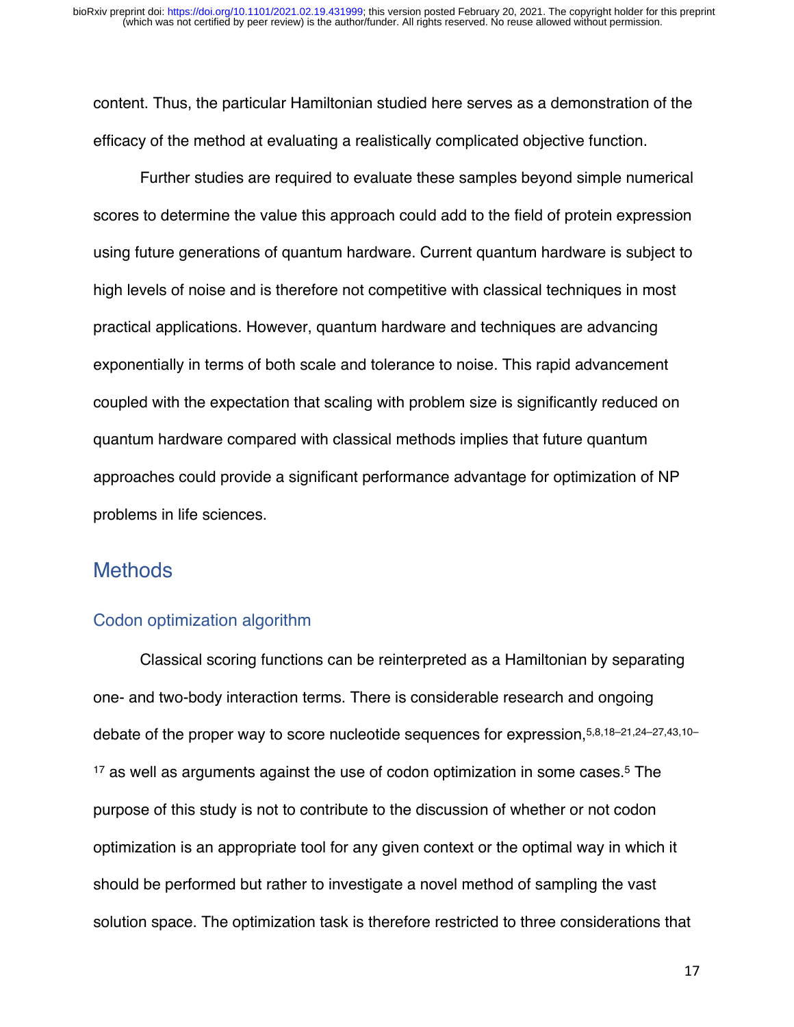content. Thus, the particular Hamiltonian studied here serves as a demonstration of the efficacy of the method at evaluating a realistically complicated objective function.

Further studies are required to evaluate these samples beyond simple numerical scores to determine the value this approach could add to the field of protein expression using future generations of quantum hardware. Current quantum hardware is subject to high levels of noise and is therefore not competitive with classical techniques in most practical applications. However, quantum hardware and techniques are advancing exponentially in terms of both scale and tolerance to noise. This rapid advancement coupled with the expectation that scaling with problem size is significantly reduced on quantum hardware compared with classical methods implies that future quantum approaches could provide a significant performance advantage for optimization of NP problems in life sciences.

## Methods

### Codon optimization algorithm

Classical scoring functions can be reinterpreted as a Hamiltonian by separating one- and two-body interaction terms. There is considerable research and ongoing debate of the proper way to score nucleotide sequences for expression,[5,8,18–21,24–27,43,10–17] as well as arguments against the use of codon optimization in some cases.[5] The purpose of this study is not to contribute to the discussion of whether or not codon optimization is an appropriate tool for any given context or the optimal way in which it should be performed but rather to investigate a novel method of sampling the vast solution space. The optimization task is therefore restricted to three considerations that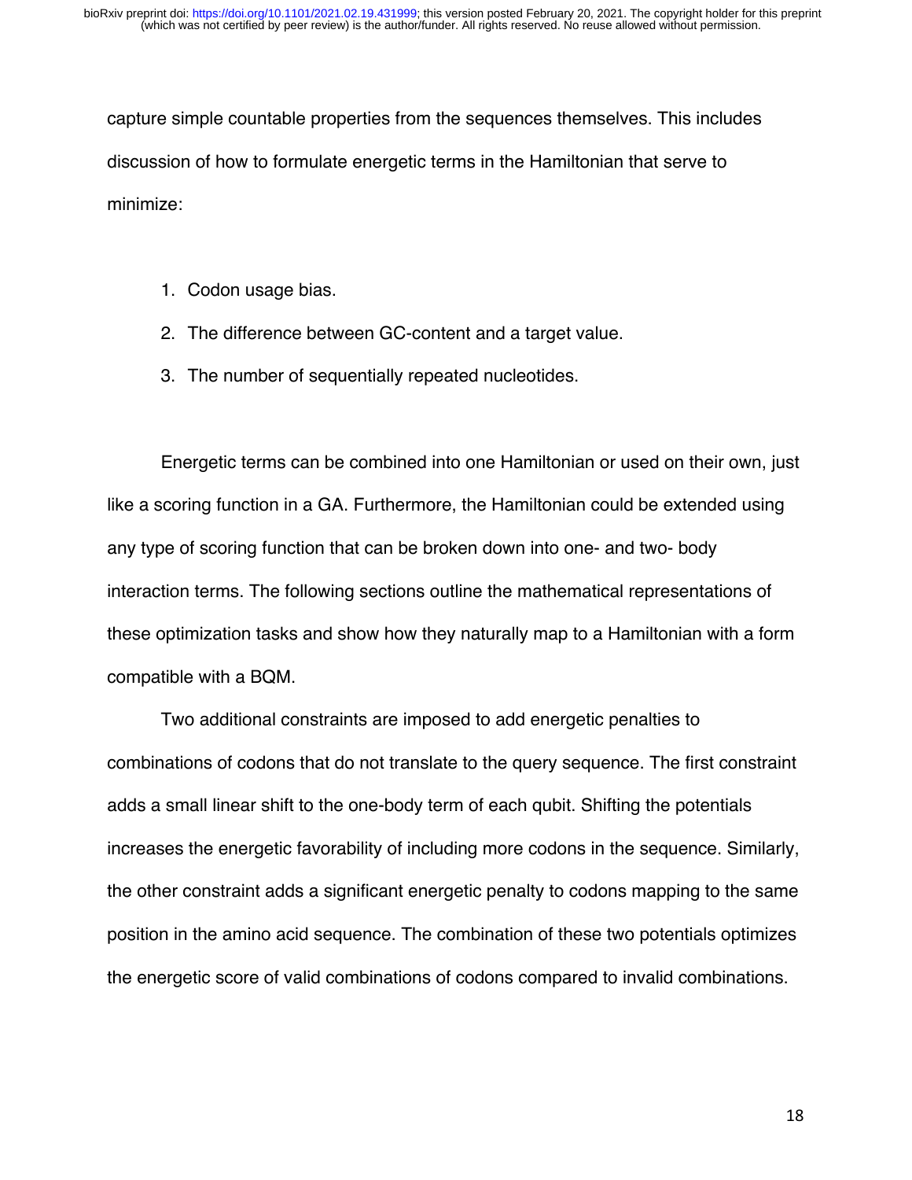capture simple countable properties from the sequences themselves. This includes discussion of how to formulate energetic terms in the Hamiltonian that serve to minimize:

1. Codon usage bias.
2. The difference between GC-content and a target value.
3. The number of sequentially repeated nucleotides.

Energetic terms can be combined into one Hamiltonian or used on their own, just like a scoring function in a GA. Furthermore, the Hamiltonian could be extended using any type of scoring function that can be broken down into one- and two- body interaction terms. The following sections outline the mathematical representations of these optimization tasks and show how they naturally map to a Hamiltonian with a form compatible with a BQM.

Two additional constraints are imposed to add energetic penalties to combinations of codons that do not translate to the query sequence. The first constraint adds a small linear shift to the one-body term of each qubit. Shifting the potentials increases the energetic favorability of including more codons in the sequence. Similarly, the other constraint adds a significant energetic penalty to codons mapping to the same position in the amino acid sequence. The combination of these two potentials optimizes the energetic score of valid combinations of codons compared to invalid combinations.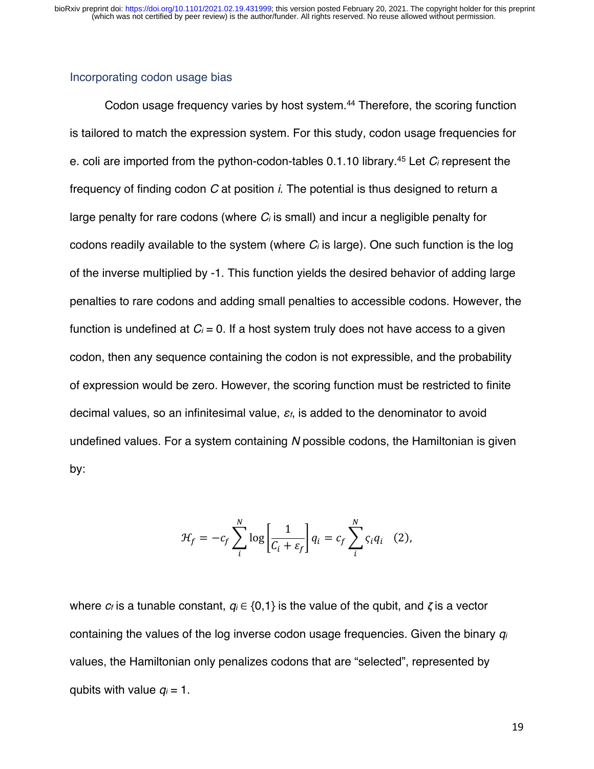### Incorporating codon usage bias

Codon usage frequency varies by host system.[44] Therefore, the scoring function is tailored to match the expression system. For this study, codon usage frequencies for e. coli are imported from the python-codon-tables 0.1.10 library.[45] Let $C_i$ represent the frequency of finding codon $C$ at position $i$. The potential is thus designed to return a large penalty for rare codons (where $C_i$ is small) and incur a negligible penalty for codons readily available to the system (where $C_i$ is large). One such function is the log of the inverse multiplied by -1. This function yields the desired behavior of adding large penalties to rare codons and adding small penalties to accessible codons. However, the function is undefined at $C_i = 0$. If a host system truly does not have access to a given codon, then any sequence containing the codon is not expressible, and the probability of expression would be zero. However, the scoring function must be restricted to finite decimal values, so an infinitesimal value, $\varepsilon_f$, is added to the denominator to avoid undefined values. For a system containing $N$ possible codons, the Hamiltonian is given by:

$$\mathcal{H}_f = -c_f \sum_{i}^{N} \log\left[\frac{1}{C_i + \varepsilon_f}\right] q_i = c_f \sum_{i}^{N} \varsigma_i q_i \quad (2),$$

where $c_f$ is a tunable constant, $q_i \in \{0,1\}$ is the value of the qubit, and $\zeta$ is a vector containing the values of the log inverse codon usage frequencies. Given the binary $q_i$ values, the Hamiltonian only penalizes codons that are "selected", represented by qubits with value $q_i = 1$.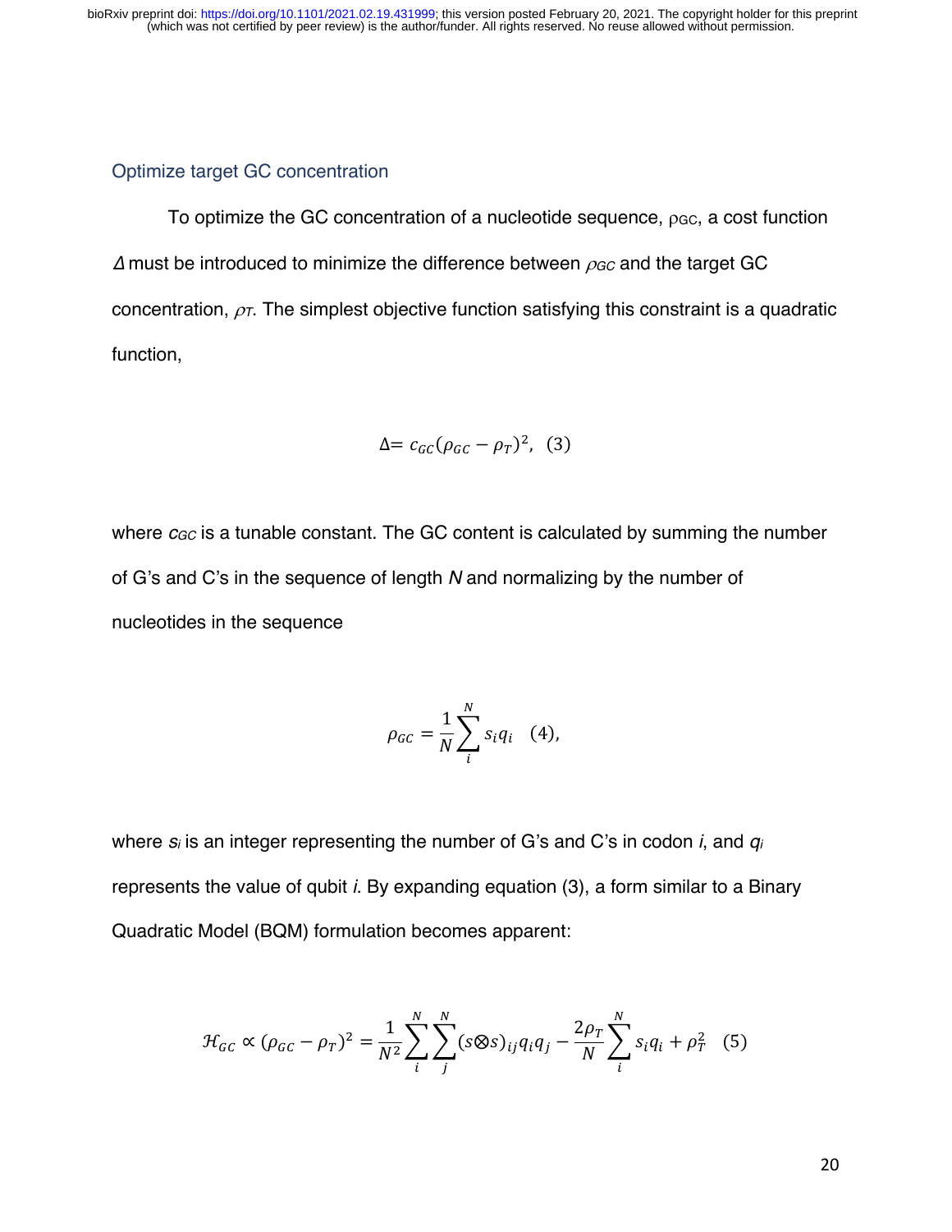## Optimize target GC concentration

To optimize the GC concentration of a nucleotide sequence, $\rho_{GC}$, a cost function $\Delta$ must be introduced to minimize the difference between $\rho_{GC}$ and the target GC concentration, $\rho_T$. The simplest objective function satisfying this constraint is a quadratic function,

$$\Delta = c_{GC}(\rho_{GC} - \rho_T)^2, \quad (3)$$

where $c_{GC}$ is a tunable constant. The GC content is calculated by summing the number of G's and C's in the sequence of length $N$ and normalizing by the number of nucleotides in the sequence

$$\rho_{GC} = \frac{1}{N}\sum_{i}^{N} s_i q_i \quad (4),$$

where $s_i$ is an integer representing the number of G's and C's in codon $i$, and $q_i$ represents the value of qubit $i$. By expanding equation (3), a form similar to a Binary Quadratic Model (BQM) formulation becomes apparent:

$$\mathcal{H}_{GC} \propto (\rho_{GC} - \rho_T)^2 = \frac{1}{N^2}\sum_{i}^{N}\sum_{j}^{N}(s \otimes s)_{ij} q_i q_j - \frac{2\rho_T}{N}\sum_{i}^{N} s_i q_i + \rho_T^2 \quad (5)$$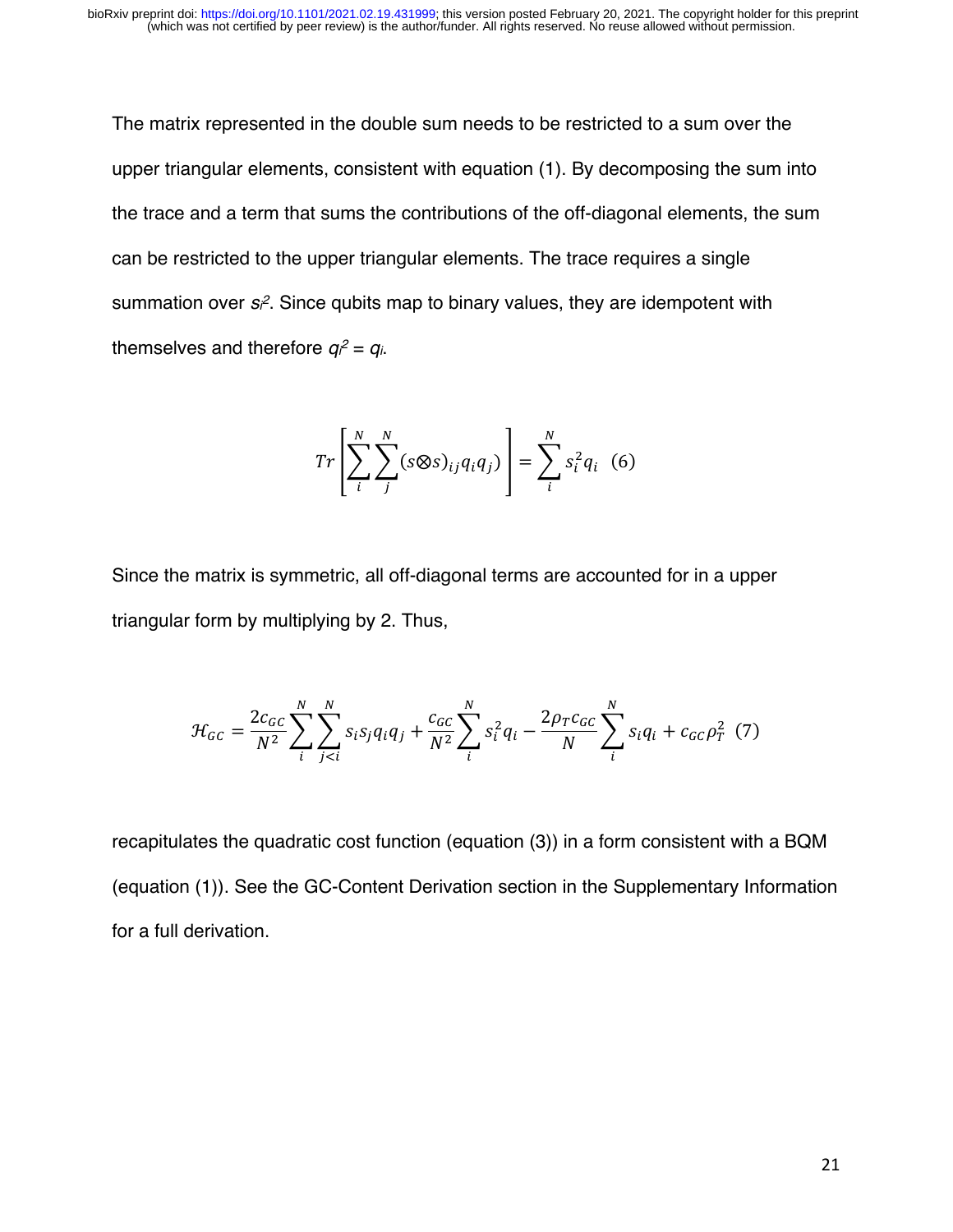The matrix represented in the double sum needs to be restricted to a sum over the upper triangular elements, consistent with equation (1). By decomposing the sum into the trace and a term that sums the contributions of the off-diagonal elements, the sum can be restricted to the upper triangular elements. The trace requires a single summation over $s_i^2$. Since qubits map to binary values, they are idempotent with themselves and therefore $q_i^2 = q_i$.

$$Tr\left[\sum_{i}^{N}\sum_{j}^{N}(s\otimes s)_{ij}q_i q_j)\right] = \sum_{i}^{N} s_i^2 q_i \quad (6)$$

Since the matrix is symmetric, all off-diagonal terms are accounted for in a upper triangular form by multiplying by 2. Thus,

$$\mathcal{H}_{GC} = \frac{2c_{GC}}{N^2}\sum_{i}^{N}\sum_{j<i}^{N} s_i s_j q_i q_j + \frac{c_{GC}}{N^2}\sum_{i}^{N} s_i^2 q_i - \frac{2\rho_T c_{GC}}{N}\sum_{i}^{N} s_i q_i + c_{GC}\rho_T^2 \quad (7)$$

recapitulates the quadratic cost function (equation (3)) in a form consistent with a BQM (equation (1)). See the GC-Content Derivation section in the Supplementary Information for a full derivation.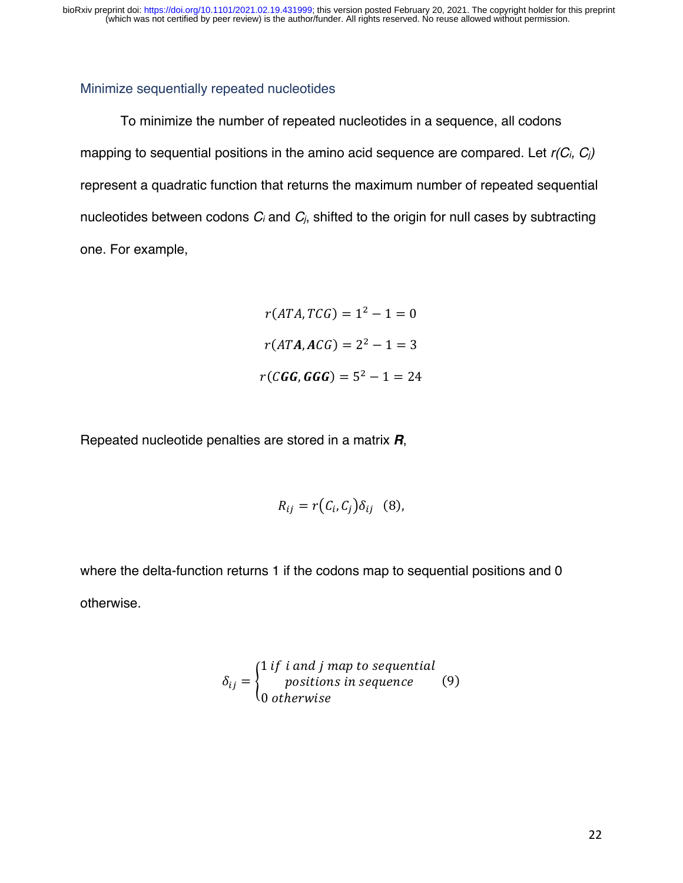## Minimize sequentially repeated nucleotides

To minimize the number of repeated nucleotides in a sequence, all codons mapping to sequential positions in the amino acid sequence are compared. Let $r(C_i, C_j)$ represent a quadratic function that returns the maximum number of repeated sequential nucleotides between codons $C_i$ and $C_j$, shifted to the origin for null cases by subtracting one. For example,

$$r(ATA, TCG) = 1^2 - 1 = 0$$

$$r(AT\boldsymbol{A}, \boldsymbol{A}CG) = 2^2 - 1 = 3$$

$$r(C\boldsymbol{GG}, \boldsymbol{GGG}) = 5^2 - 1 = 24$$

Repeated nucleotide penalties are stored in a matrix $\boldsymbol{R}$,

$$R_{ij} = r\left(C_i, C_j\right)\delta_{ij} \quad (8),$$

where the delta-function returns 1 if the codons map to sequential positions and 0 otherwise.

$$\delta_{ij} = \begin{cases} 1 \text{ if } i \text{ and } j \text{ map to sequential positions in sequence} \\ 0 \text{ otherwise} \end{cases} \quad (9)$$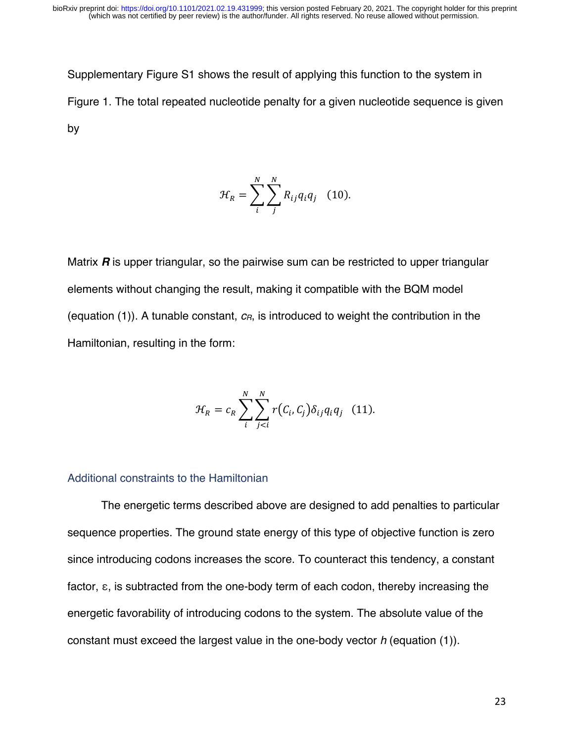Supplementary Figure S1 shows the result of applying this function to the system in Figure 1. The total repeated nucleotide penalty for a given nucleotide sequence is given by

$$\mathcal{H}_R = \sum_{i}^{N} \sum_{j}^{N} R_{ij} q_i q_j \quad (10).$$

Matrix ***R*** is upper triangular, so the pairwise sum can be restricted to upper triangular elements without changing the result, making it compatible with the BQM model (equation (1)). A tunable constant, $c_R$, is introduced to weight the contribution in the Hamiltonian, resulting in the form:

$$\mathcal{H}_R = c_R \sum_{i}^{N} \sum_{j<i}^{N} r(C_i, C_j) \delta_{ij} q_i q_j \quad (11).$$

### Additional constraints to the Hamiltonian

The energetic terms described above are designed to add penalties to particular sequence properties. The ground state energy of this type of objective function is zero since introducing codons increases the score. To counteract this tendency, a constant factor, $\varepsilon$, is subtracted from the one-body term of each codon, thereby increasing the energetic favorability of introducing codons to the system. The absolute value of the constant must exceed the largest value in the one-body vector $h$ (equation (1)).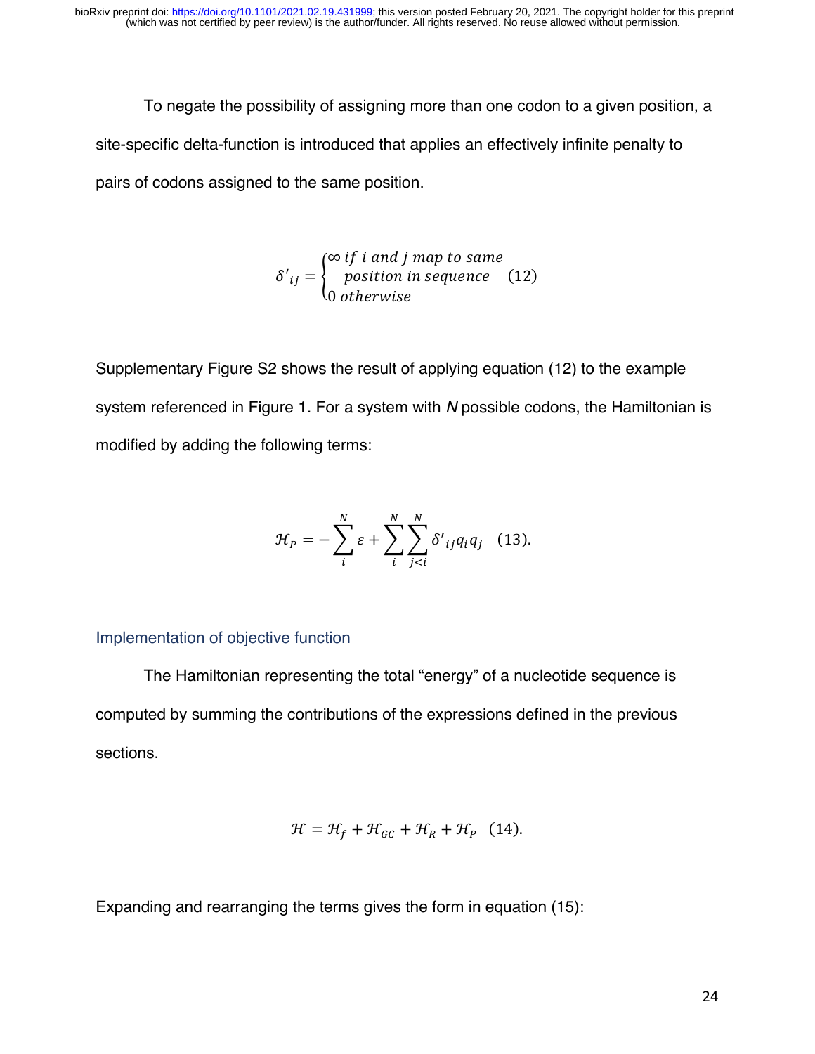To negate the possibility of assigning more than one codon to a given position, a site-specific delta-function is introduced that applies an effectively infinite penalty to pairs of codons assigned to the same position.

$$\delta'_{ij} = \begin{cases} \infty \; if \; i \; and \; j \; map \; to \; same \\ \quad position \; in \; sequence \\ 0 \; otherwise \end{cases} \quad (12)$$

Supplementary Figure S2 shows the result of applying equation (12) to the example system referenced in Figure 1. For a system with $N$ possible codons, the Hamiltonian is modified by adding the following terms:

$$\mathcal{H}_P = -\sum_{i}^{N} \varepsilon + \sum_{i}^{N} \sum_{j<i}^{N} \delta'_{ij} q_i q_j \quad (13).$$

### Implementation of objective function

The Hamiltonian representing the total "energy" of a nucleotide sequence is computed by summing the contributions of the expressions defined in the previous sections.

$$\mathcal{H} = \mathcal{H}_f + \mathcal{H}_{GC} + \mathcal{H}_R + \mathcal{H}_P \quad (14).$$

Expanding and rearranging the terms gives the form in equation (15):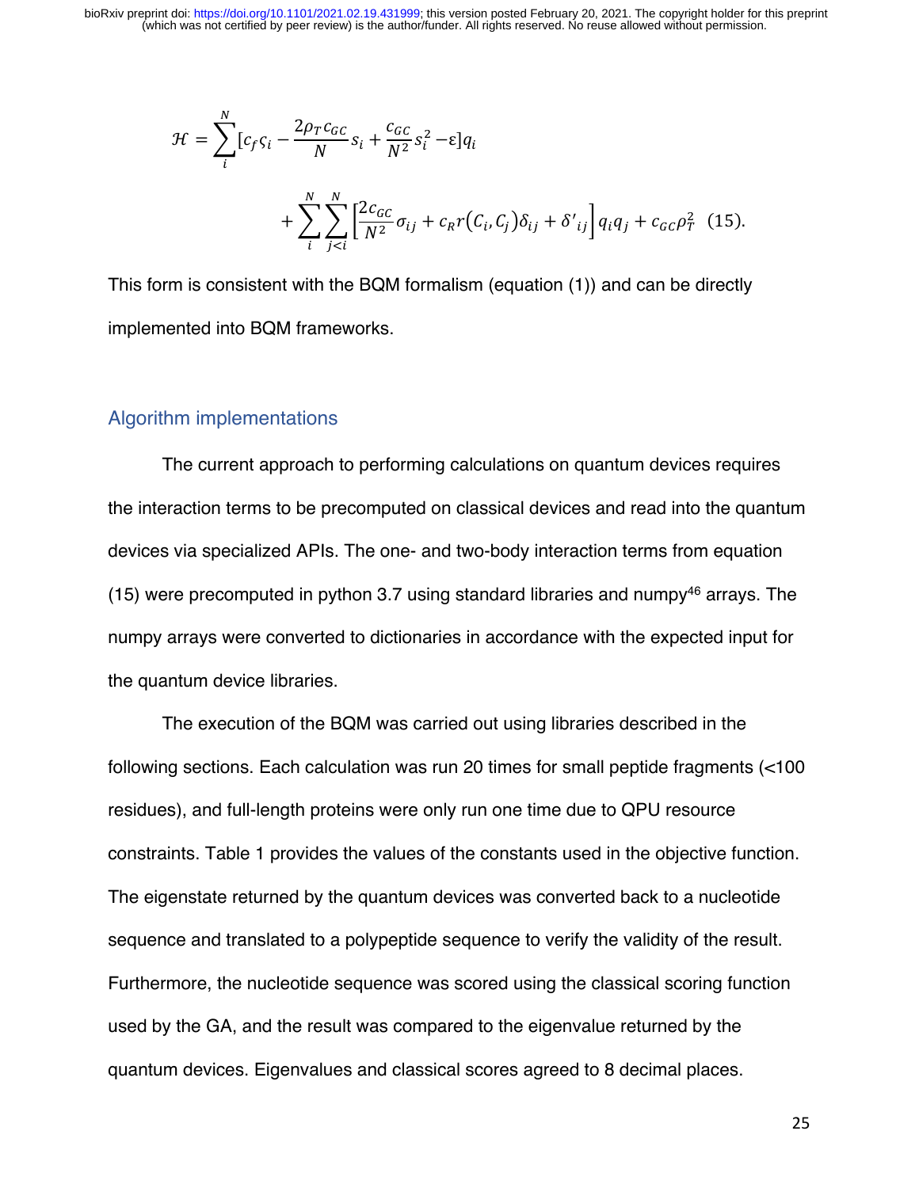$$\mathcal{H} = \sum_{i}^{N} [c_f \varsigma_i - \frac{2\rho_T c_{GC}}{N} s_i + \frac{c_{GC}}{N^2} s_i^2 - \varepsilon] q_i$$

$$+ \sum_{i}^{N} \sum_{j<i}^{N} \left[ \frac{2 c_{GC}}{N^2} \sigma_{ij} + c_R r(C_i, C_j) \delta_{ij} + \delta'_{ij} \right] q_i q_j + c_{GC} \rho_T^2 \quad (15).$$

This form is consistent with the BQM formalism (equation (1)) and can be directly implemented into BQM frameworks.

## Algorithm implementations

The current approach to performing calculations on quantum devices requires the interaction terms to be precomputed on classical devices and read into the quantum devices via specialized APIs. The one- and two-body interaction terms from equation (15) were precomputed in python 3.7 using standard libraries and numpy[46] arrays. The numpy arrays were converted to dictionaries in accordance with the expected input for the quantum device libraries.

The execution of the BQM was carried out using libraries described in the following sections. Each calculation was run 20 times for small peptide fragments (<100 residues), and full-length proteins were only run one time due to QPU resource constraints. Table 1 provides the values of the constants used in the objective function. The eigenstate returned by the quantum devices was converted back to a nucleotide sequence and translated to a polypeptide sequence to verify the validity of the result. Furthermore, the nucleotide sequence was scored using the classical scoring function used by the GA, and the result was compared to the eigenvalue returned by the quantum devices. Eigenvalues and classical scores agreed to 8 decimal places.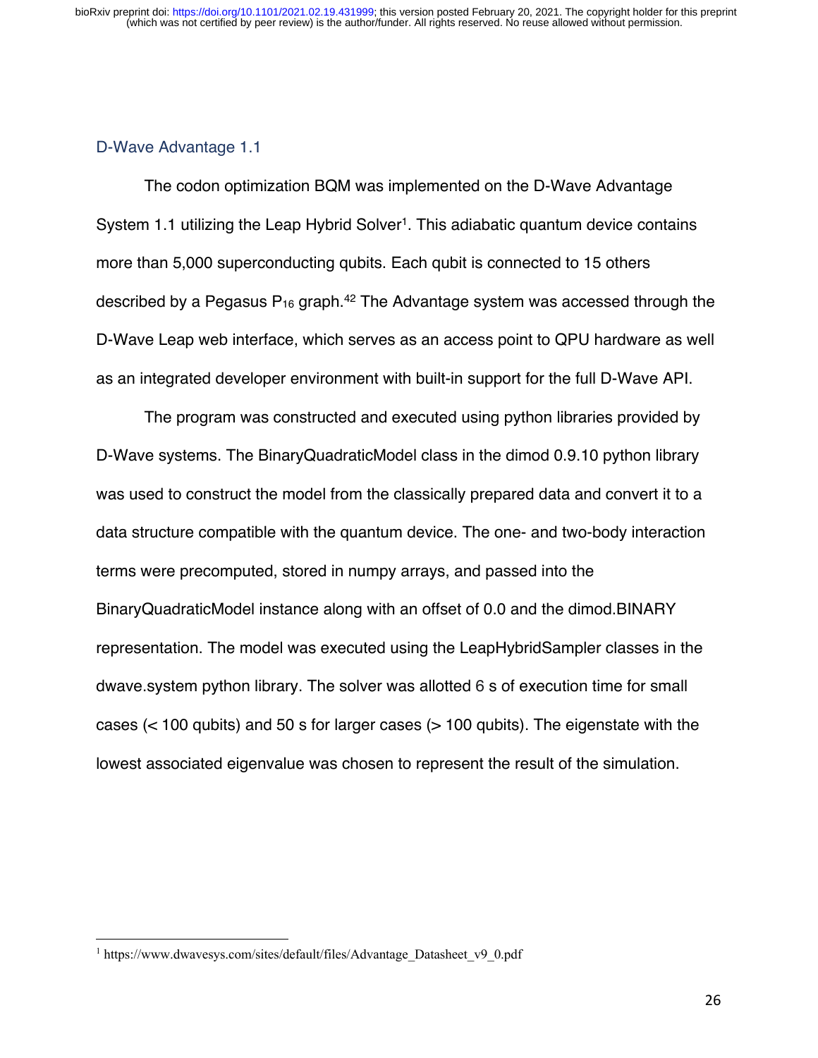## D-Wave Advantage 1.1

The codon optimization BQM was implemented on the D-Wave Advantage System 1.1 utilizing the Leap Hybrid Solver[1]. This adiabatic quantum device contains more than 5,000 superconducting qubits. Each qubit is connected to 15 others described by a Pegasus $P_{16}$ graph.[42] The Advantage system was accessed through the D-Wave Leap web interface, which serves as an access point to QPU hardware as well as an integrated developer environment with built-in support for the full D-Wave API.

The program was constructed and executed using python libraries provided by D-Wave systems. The BinaryQuadraticModel class in the dimod 0.9.10 python library was used to construct the model from the classically prepared data and convert it to a data structure compatible with the quantum device. The one- and two-body interaction terms were precomputed, stored in numpy arrays, and passed into the BinaryQuadraticModel instance along with an offset of 0.0 and the dimod.BINARY representation. The model was executed using the LeapHybridSampler classes in the dwave.system python library. The solver was allotted 6 s of execution time for small cases (< 100 qubits) and 50 s for larger cases (> 100 qubits). The eigenstate with the lowest associated eigenvalue was chosen to represent the result of the simulation.

---

[1] https://www.dwavesys.com/sites/default/files/Advantage_Datasheet_v9_0.pdf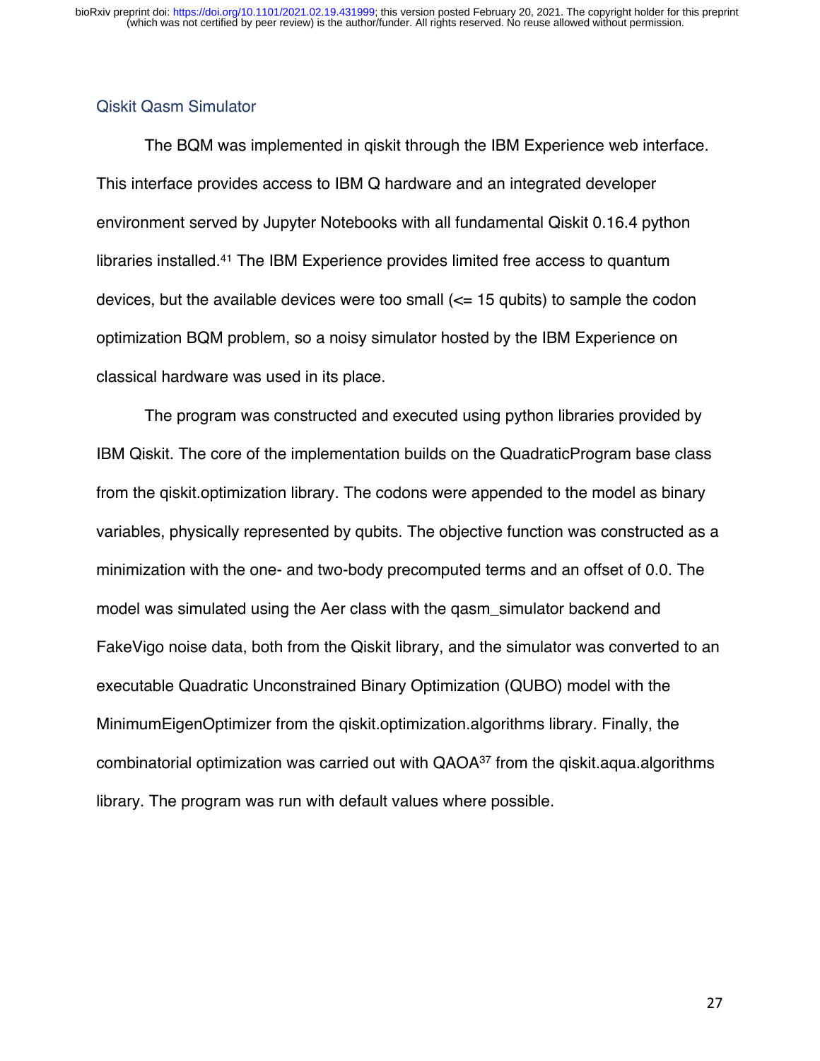## Qiskit Qasm Simulator

The BQM was implemented in qiskit through the IBM Experience web interface. This interface provides access to IBM Q hardware and an integrated developer environment served by Jupyter Notebooks with all fundamental Qiskit 0.16.4 python libraries installed.[41] The IBM Experience provides limited free access to quantum devices, but the available devices were too small (<= 15 qubits) to sample the codon optimization BQM problem, so a noisy simulator hosted by the IBM Experience on classical hardware was used in its place.

The program was constructed and executed using python libraries provided by IBM Qiskit. The core of the implementation builds on the QuadraticProgram base class from the qiskit.optimization library. The codons were appended to the model as binary variables, physically represented by qubits. The objective function was constructed as a minimization with the one- and two-body precomputed terms and an offset of 0.0. The model was simulated using the Aer class with the qasm_simulator backend and FakeVigo noise data, both from the Qiskit library, and the simulator was converted to an executable Quadratic Unconstrained Binary Optimization (QUBO) model with the MinimumEigenOptimizer from the qiskit.optimization.algorithms library. Finally, the combinatorial optimization was carried out with QAOA[37] from the qiskit.aqua.algorithms library. The program was run with default values where possible.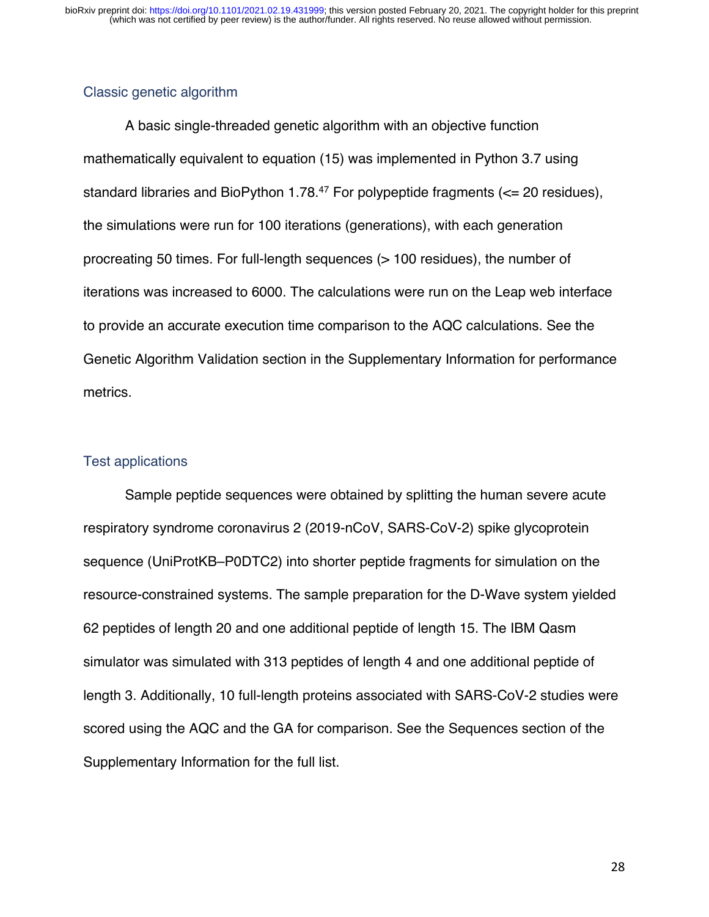## Classic genetic algorithm

A basic single-threaded genetic algorithm with an objective function mathematically equivalent to equation (15) was implemented in Python 3.7 using standard libraries and BioPython 1.78.[47] For polypeptide fragments (<= 20 residues), the simulations were run for 100 iterations (generations), with each generation procreating 50 times. For full-length sequences (> 100 residues), the number of iterations was increased to 6000. The calculations were run on the Leap web interface to provide an accurate execution time comparison to the AQC calculations. See the Genetic Algorithm Validation section in the Supplementary Information for performance metrics.

## Test applications

Sample peptide sequences were obtained by splitting the human severe acute respiratory syndrome coronavirus 2 (2019-nCoV, SARS-CoV-2) spike glycoprotein sequence (UniProtKB–P0DTC2) into shorter peptide fragments for simulation on the resource-constrained systems. The sample preparation for the D-Wave system yielded 62 peptides of length 20 and one additional peptide of length 15. The IBM Qasm simulator was simulated with 313 peptides of length 4 and one additional peptide of length 3. Additionally, 10 full-length proteins associated with SARS-CoV-2 studies were scored using the AQC and the GA for comparison. See the Sequences section of the Supplementary Information for the full list.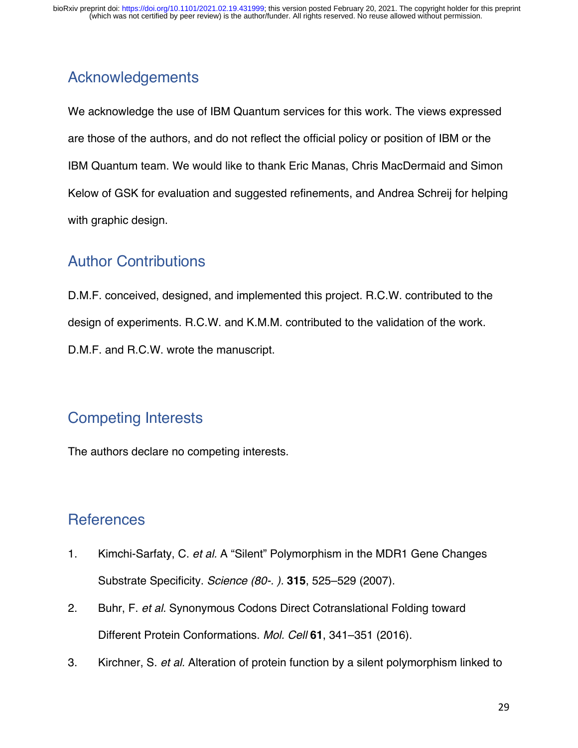## Acknowledgements

We acknowledge the use of IBM Quantum services for this work. The views expressed are those of the authors, and do not reflect the official policy or position of IBM or the IBM Quantum team. We would like to thank Eric Manas, Chris MacDermaid and Simon Kelow of GSK for evaluation and suggested refinements, and Andrea Schreij for helping with graphic design.

## Author Contributions

D.M.F. conceived, designed, and implemented this project. R.C.W. contributed to the design of experiments. R.C.W. and K.M.M. contributed to the validation of the work. D.M.F. and R.C.W. wrote the manuscript.

## Competing Interests

The authors declare no competing interests.

## References

1. Kimchi-Sarfaty, C. *et al.* A "Silent" Polymorphism in the MDR1 Gene Changes Substrate Specificity. *Science (80-. ).* **315**, 525–529 (2007).
2. Buhr, F. *et al.* Synonymous Codons Direct Cotranslational Folding toward Different Protein Conformations. *Mol. Cell* **61**, 341–351 (2016).
3. Kirchner, S. *et al.* Alteration of protein function by a silent polymorphism linked to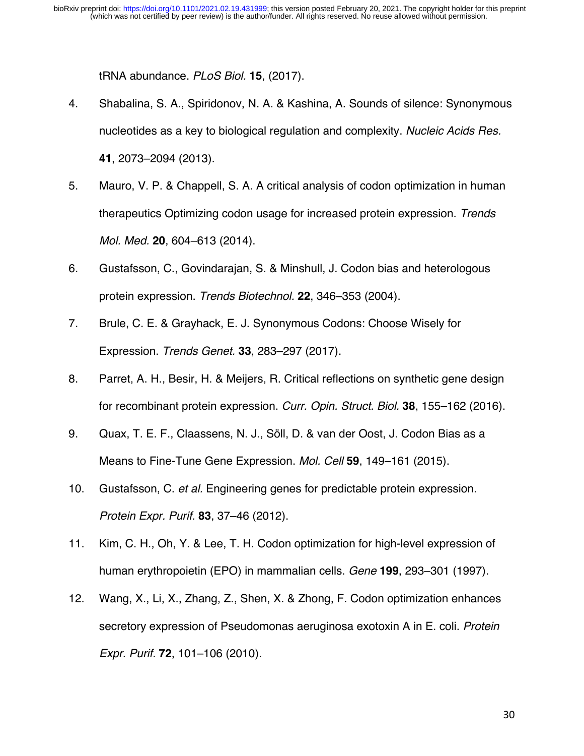tRNA abundance. *PLoS Biol.* **15**, (2017).

4. Shabalina, S. A., Spiridonov, N. A. & Kashina, A. Sounds of silence: Synonymous nucleotides as a key to biological regulation and complexity. *Nucleic Acids Res.* **41**, 2073–2094 (2013).
5. Mauro, V. P. & Chappell, S. A. A critical analysis of codon optimization in human therapeutics Optimizing codon usage for increased protein expression. *Trends Mol. Med.* **20**, 604–613 (2014).
6. Gustafsson, C., Govindarajan, S. & Minshull, J. Codon bias and heterologous protein expression. *Trends Biotechnol.* **22**, 346–353 (2004).
7. Brule, C. E. & Grayhack, E. J. Synonymous Codons: Choose Wisely for Expression. *Trends Genet.* **33**, 283–297 (2017).
8. Parret, A. H., Besir, H. & Meijers, R. Critical reflections on synthetic gene design for recombinant protein expression. *Curr. Opin. Struct. Biol.* **38**, 155–162 (2016).
9. Quax, T. E. F., Claassens, N. J., Söll, D. & van der Oost, J. Codon Bias as a Means to Fine-Tune Gene Expression. *Mol. Cell* **59**, 149–161 (2015).
10. Gustafsson, C. *et al.* Engineering genes for predictable protein expression. *Protein Expr. Purif.* **83**, 37–46 (2012).
11. Kim, C. H., Oh, Y. & Lee, T. H. Codon optimization for high-level expression of human erythropoietin (EPO) in mammalian cells. *Gene* **199**, 293–301 (1997).
12. Wang, X., Li, X., Zhang, Z., Shen, X. & Zhong, F. Codon optimization enhances secretory expression of Pseudomonas aeruginosa exotoxin A in E. coli. *Protein Expr. Purif.* **72**, 101–106 (2010).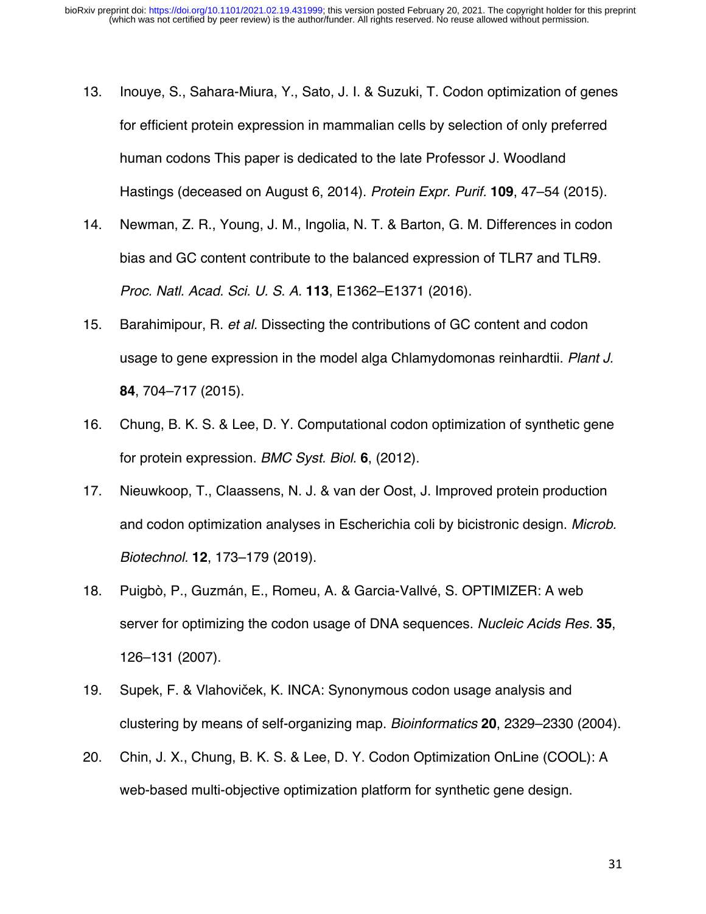13. Inouye, S., Sahara-Miura, Y., Sato, J. I. & Suzuki, T. Codon optimization of genes for efficient protein expression in mammalian cells by selection of only preferred human codons This paper is dedicated to the late Professor J. Woodland Hastings (deceased on August 6, 2014). *Protein Expr. Purif.* **109**, 47–54 (2015).
14. Newman, Z. R., Young, J. M., Ingolia, N. T. & Barton, G. M. Differences in codon bias and GC content contribute to the balanced expression of TLR7 and TLR9. *Proc. Natl. Acad. Sci. U. S. A.* **113**, E1362–E1371 (2016).
15. Barahimipour, R. *et al.* Dissecting the contributions of GC content and codon usage to gene expression in the model alga Chlamydomonas reinhardtii. *Plant J.* **84**, 704–717 (2015).
16. Chung, B. K. S. & Lee, D. Y. Computational codon optimization of synthetic gene for protein expression. *BMC Syst. Biol.* **6**, (2012).
17. Nieuwkoop, T., Claassens, N. J. & van der Oost, J. Improved protein production and codon optimization analyses in Escherichia coli by bicistronic design. *Microb. Biotechnol.* **12**, 173–179 (2019).
18. Puigbò, P., Guzmán, E., Romeu, A. & Garcia-Vallvé, S. OPTIMIZER: A web server for optimizing the codon usage of DNA sequences. *Nucleic Acids Res.* **35**, 126–131 (2007).
19. Supek, F. & Vlahoviček, K. INCA: Synonymous codon usage analysis and clustering by means of self-organizing map. *Bioinformatics* **20**, 2329–2330 (2004).
20. Chin, J. X., Chung, B. K. S. & Lee, D. Y. Codon Optimization OnLine (COOL): A web-based multi-objective optimization platform for synthetic gene design.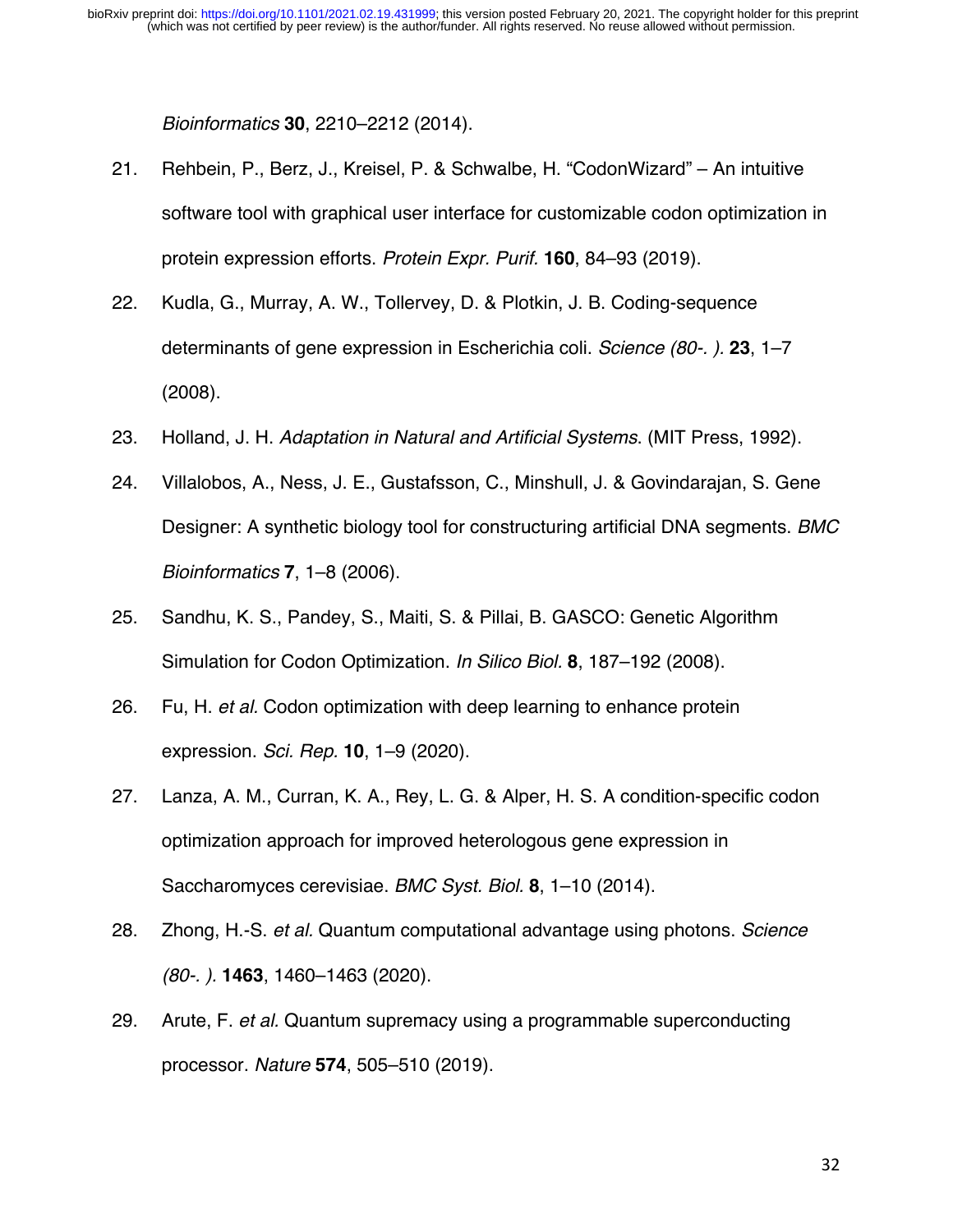*Bioinformatics* **30**, 2210–2212 (2014).

21. Rehbein, P., Berz, J., Kreisel, P. & Schwalbe, H. "CodonWizard" – An intuitive software tool with graphical user interface for customizable codon optimization in protein expression efforts. *Protein Expr. Purif.* **160**, 84–93 (2019).
22. Kudla, G., Murray, A. W., Tollervey, D. & Plotkin, J. B. Coding-sequence determinants of gene expression in Escherichia coli. *Science (80-. ).* **23**, 1–7 (2008).
23. Holland, J. H. *Adaptation in Natural and Artificial Systems*. (MIT Press, 1992).
24. Villalobos, A., Ness, J. E., Gustafsson, C., Minshull, J. & Govindarajan, S. Gene Designer: A synthetic biology tool for constructuring artificial DNA segments. *BMC Bioinformatics* **7**, 1–8 (2006).
25. Sandhu, K. S., Pandey, S., Maiti, S. & Pillai, B. GASCO: Genetic Algorithm Simulation for Codon Optimization. *In Silico Biol.* **8**, 187–192 (2008).
26. Fu, H. *et al.* Codon optimization with deep learning to enhance protein expression. *Sci. Rep.* **10**, 1–9 (2020).
27. Lanza, A. M., Curran, K. A., Rey, L. G. & Alper, H. S. A condition-specific codon optimization approach for improved heterologous gene expression in Saccharomyces cerevisiae. *BMC Syst. Biol.* **8**, 1–10 (2014).
28. Zhong, H.-S. *et al.* Quantum computational advantage using photons. *Science (80-. ).* **1463**, 1460–1463 (2020).
29. Arute, F. *et al.* Quantum supremacy using a programmable superconducting processor. *Nature* **574**, 505–510 (2019).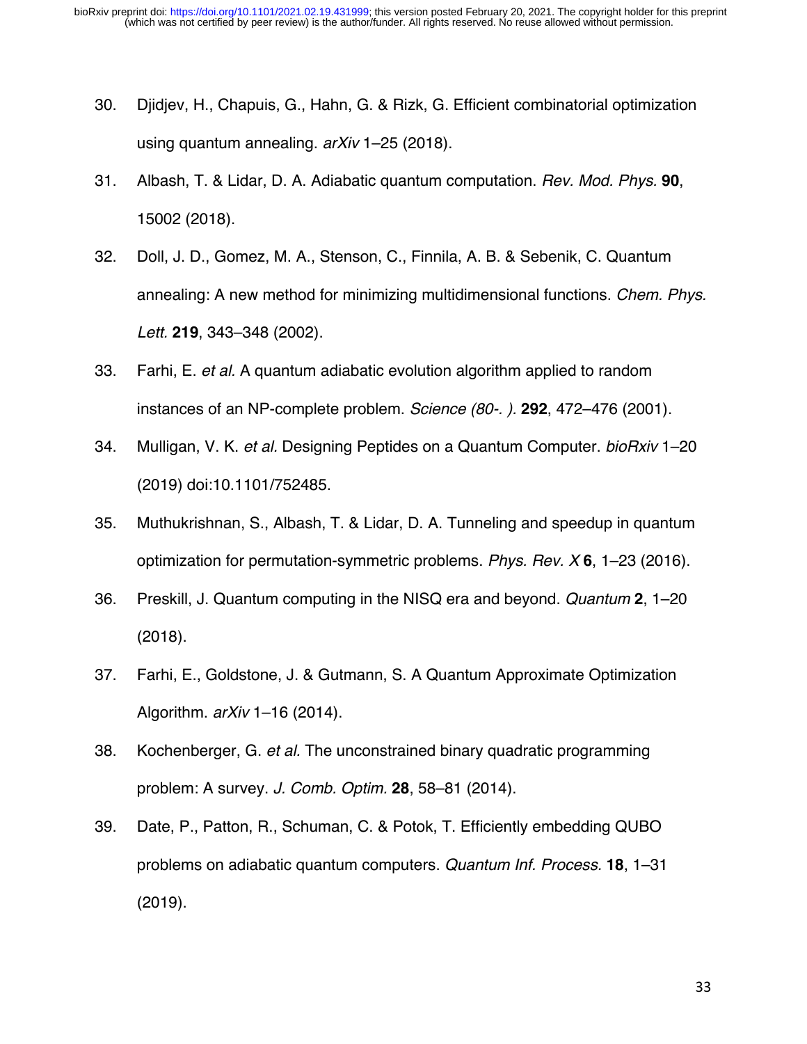30. Djidjev, H., Chapuis, G., Hahn, G. & Rizk, G. Efficient combinatorial optimization using quantum annealing. *arXiv* 1–25 (2018).
31. Albash, T. & Lidar, D. A. Adiabatic quantum computation. *Rev. Mod. Phys.* **90**, 15002 (2018).
32. Doll, J. D., Gomez, M. A., Stenson, C., Finnila, A. B. & Sebenik, C. Quantum annealing: A new method for minimizing multidimensional functions. *Chem. Phys. Lett.* **219**, 343–348 (2002).
33. Farhi, E. *et al.* A quantum adiabatic evolution algorithm applied to random instances of an NP-complete problem. *Science (80-. ).* **292**, 472–476 (2001).
34. Mulligan, V. K. *et al.* Designing Peptides on a Quantum Computer. *bioRxiv* 1–20 (2019) doi:10.1101/752485.
35. Muthukrishnan, S., Albash, T. & Lidar, D. A. Tunneling and speedup in quantum optimization for permutation-symmetric problems. *Phys. Rev. X* **6**, 1–23 (2016).
36. Preskill, J. Quantum computing in the NISQ era and beyond. *Quantum* **2**, 1–20 (2018).
37. Farhi, E., Goldstone, J. & Gutmann, S. A Quantum Approximate Optimization Algorithm. *arXiv* 1–16 (2014).
38. Kochenberger, G. *et al.* The unconstrained binary quadratic programming problem: A survey. *J. Comb. Optim.* **28**, 58–81 (2014).
39. Date, P., Patton, R., Schuman, C. & Potok, T. Efficiently embedding QUBO problems on adiabatic quantum computers. *Quantum Inf. Process.* **18**, 1–31 (2019).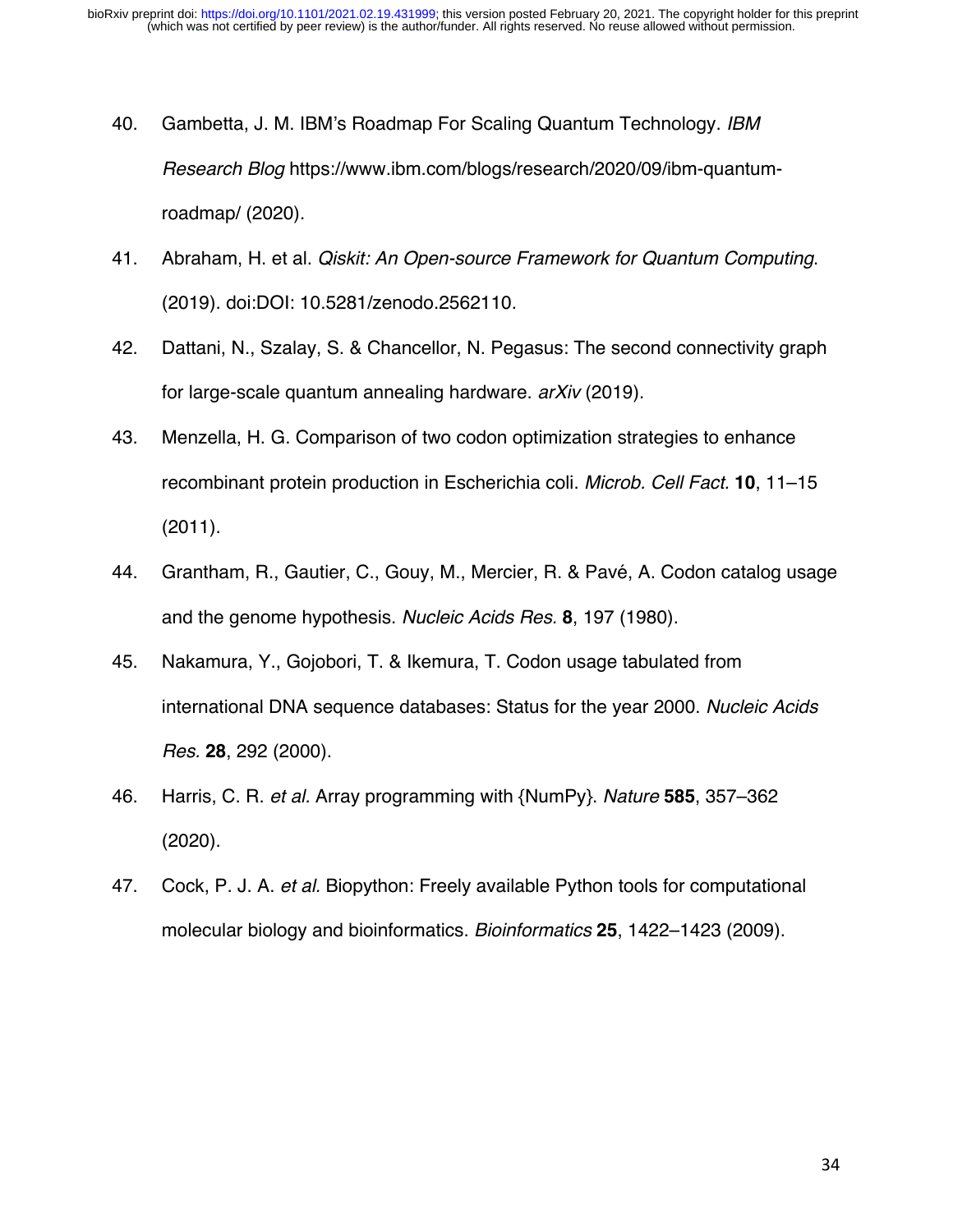40. Gambetta, J. M. IBM's Roadmap For Scaling Quantum Technology. *IBM Research Blog* https://www.ibm.com/blogs/research/2020/09/ibm-quantum-roadmap/ (2020).

41. Abraham, H. et al. *Qiskit: An Open-source Framework for Quantum Computing*. (2019). doi:DOI: 10.5281/zenodo.2562110.

42. Dattani, N., Szalay, S. & Chancellor, N. Pegasus: The second connectivity graph for large-scale quantum annealing hardware. *arXiv* (2019).

43. Menzella, H. G. Comparison of two codon optimization strategies to enhance recombinant protein production in Escherichia coli. *Microb. Cell Fact.* **10**, 11–15 (2011).

44. Grantham, R., Gautier, C., Gouy, M., Mercier, R. & Pavé, A. Codon catalog usage and the genome hypothesis. *Nucleic Acids Res.* **8**, 197 (1980).

45. Nakamura, Y., Gojobori, T. & Ikemura, T. Codon usage tabulated from international DNA sequence databases: Status for the year 2000. *Nucleic Acids Res.* **28**, 292 (2000).

46. Harris, C. R. *et al.* Array programming with {NumPy}. *Nature* **585**, 357–362 (2020).

47. Cock, P. J. A. *et al.* Biopython: Freely available Python tools for computational molecular biology and bioinformatics. *Bioinformatics* **25**, 1422–1423 (2009).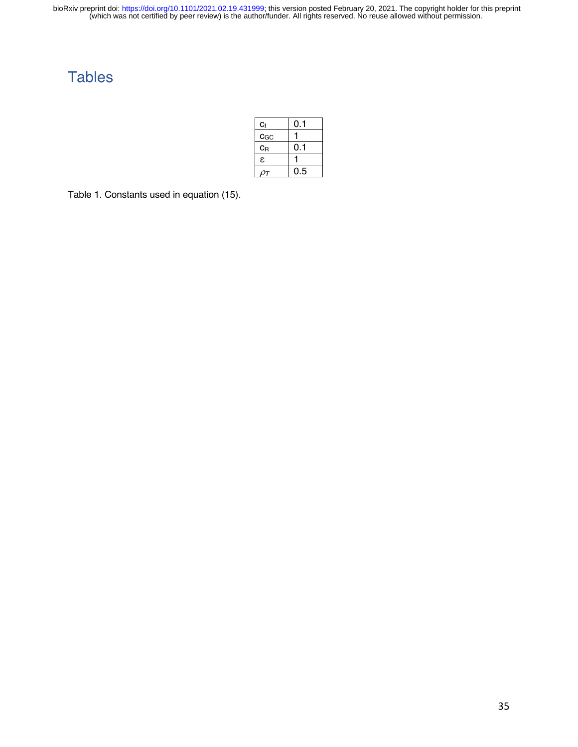# Tables

| | |
|---|---|
| $c_f$ | 0.1 |
| $c_{GC}$ | 1 |
| $c_R$ | 0.1 |
| $\varepsilon$ | 1 |
| $\rho_T$ | 0.5 |

Table 1. Constants used in equation (15).